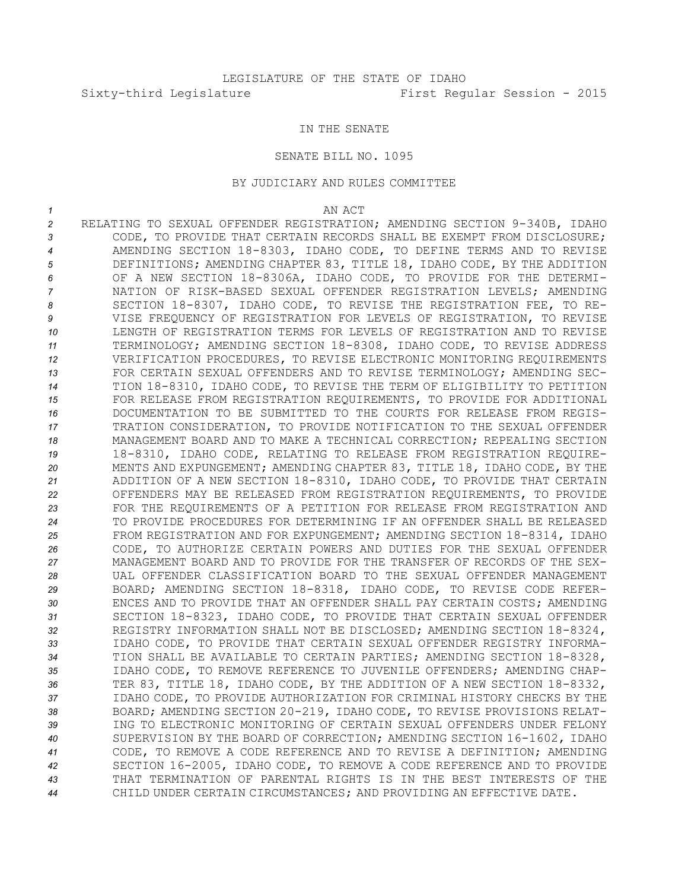LEGISLATURE OF THE STATE OF IDAHO

Sixty-third Legislature First Regular Session - 2015

IN THE SENATE

SENATE BILL NO. 1095

BY JUDICIARY AND RULES COMMITTEE

AN ACT

RELATING TO SEXUAL OFFENDER REGISTRATION; AMENDING SECTION 9-340B, IDAHO CODE, TO PROVIDE THAT CERTAIN RECORDS SHALL BE EXEMPT FROM DISCLOSURE; AMENDING SECTION 18-8303, IDAHO CODE, TO DEFINE TERMS AND TO REVISE DEFINITIONS; AMENDING CHAPTER 83, TITLE 18, IDAHO CODE, BY THE ADDITION OF A NEW SECTION 18-8306A, IDAHO CODE, TO PROVIDE FOR THE DETERMINATION OF RISK-BASED SEXUAL OFFENDER REGISTRATION LEVELS; AMENDING SECTION 18-8307, IDAHO CODE, TO REVISE THE REGISTRATION FEE, TO REVISE FREQUENCY OF REGISTRATION FOR LEVELS OF REGISTRATION, TO REVISE LENGTH OF REGISTRATION TERMS FOR LEVELS OF REGISTRATION AND TO REVISE TERMINOLOGY; AMENDING SECTION 18-8308, IDAHO CODE, TO REVISE ADDRESS VERIFICATION PROCEDURES, TO REVISE ELECTRONIC MONITORING REQUIREMENTS FOR CERTAIN SEXUAL OFFENDERS AND TO REVISE TERMINOLOGY; AMENDING SECTION 18-8310, IDAHO CODE, TO REVISE THE TERM OF ELIGIBILITY TO PETITION FOR RELEASE FROM REGISTRATION REQUIREMENTS, TO PROVIDE FOR ADDITIONAL DOCUMENTATION TO BE SUBMITTED TO THE COURTS FOR RELEASE FROM REGISTRATION CONSIDERATION, TO PROVIDE NOTIFICATION TO THE SEXUAL OFFENDER MANAGEMENT BOARD AND TO MAKE A TECHNICAL CORRECTION; REPEALING SECTION 18-8310, IDAHO CODE, RELATING TO RELEASE FROM REGISTRATION REQUIREMENTS AND EXPUNGEMENT; AMENDING CHAPTER 83, TITLE 18, IDAHO CODE, BY THE ADDITION OF A NEW SECTION 18-8310, IDAHO CODE, TO PROVIDE THAT CERTAIN OFFENDERS MAY BE RELEASED FROM REGISTRATION REQUIREMENTS, TO PROVIDE FOR THE REQUIREMENTS OF A PETITION FOR RELEASE FROM REGISTRATION AND TO PROVIDE PROCEDURES FOR DETERMINING IF AN OFFENDER SHALL BE RELEASED FROM REGISTRATION AND FOR EXPUNGEMENT; AMENDING SECTION 18-8314, IDAHO CODE, TO AUTHORIZE CERTAIN POWERS AND DUTIES FOR THE SEXUAL OFFENDER MANAGEMENT BOARD AND TO PROVIDE FOR THE TRANSFER OF RECORDS OF THE SEXUAL OFFENDER CLASSIFICATION BOARD TO THE SEXUAL OFFENDER MANAGEMENT BOARD; AMENDING SECTION 18-8318, IDAHO CODE, TO REVISE CODE REFERENCES AND TO PROVIDE THAT AN OFFENDER SHALL PAY CERTAIN COSTS; AMENDING SECTION 18-8323, IDAHO CODE, TO PROVIDE THAT CERTAIN SEXUAL OFFENDER REGISTRY INFORMATION SHALL NOT BE DISCLOSED; AMENDING SECTION 18-8324, IDAHO CODE, TO PROVIDE THAT CERTAIN SEXUAL OFFENDER REGISTRY INFORMATION SHALL BE AVAILABLE TO CERTAIN PARTIES; AMENDING SECTION 18-8328, IDAHO CODE, TO REMOVE REFERENCE TO JUVENILE OFFENDERS; AMENDING CHAPTER 83, TITLE 18, IDAHO CODE, BY THE ADDITION OF A NEW SECTION 18-8332, IDAHO CODE, TO PROVIDE AUTHORIZATION FOR CRIMINAL HISTORY CHECKS BY THE BOARD; AMENDING SECTION 20-219, IDAHO CODE, TO REVISE PROVISIONS RELATING TO ELECTRONIC MONITORING OF CERTAIN SEXUAL OFFENDERS UNDER FELONY SUPERVISION BY THE BOARD OF CORRECTION; AMENDING SECTION 16-1602, IDAHO CODE, TO REMOVE A CODE REFERENCE AND TO REVISE A DEFINITION; AMENDING SECTION 16-2005, IDAHO CODE, TO REMOVE A CODE REFERENCE AND TO PROVIDE THAT TERMINATION OF PARENTAL RIGHTS IS IN THE BEST INTERESTS OF THE CHILD UNDER CERTAIN CIRCUMSTANCES; AND PROVIDING AN EFFECTIVE DATE.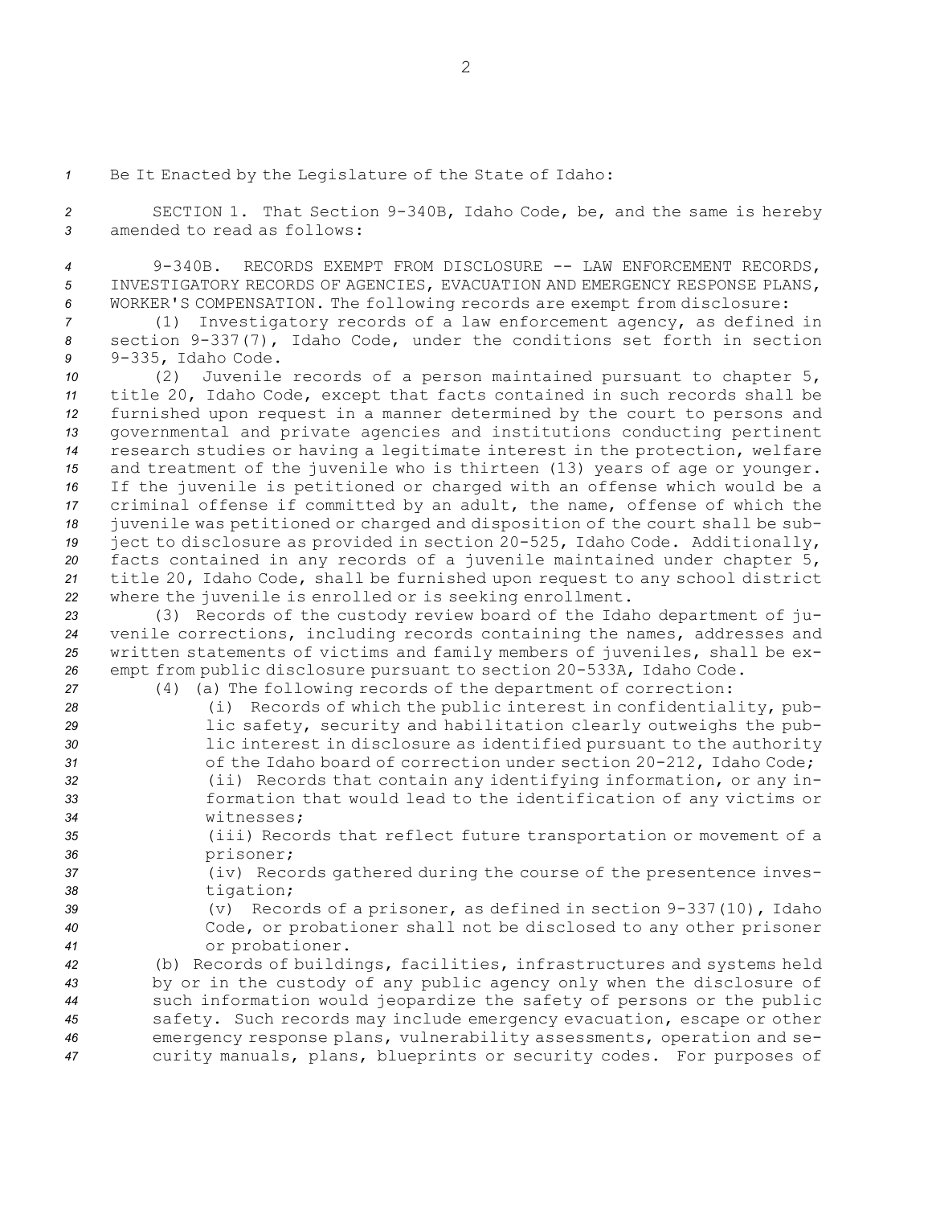Be It Enacted by the Legislature of the State of Idaho:

SECTION 1. That Section 9-340B, Idaho Code, be, and the same is hereby amended to read as follows:

9-340B. RECORDS EXEMPT FROM DISCLOSURE -- LAW ENFORCEMENT RECORDS, INVESTIGATORY RECORDS OF AGENCIES, EVACUATION AND EMERGENCY RESPONSE PLANS, WORKER'S COMPENSATION. The following records are exempt from disclosure:

(1) Investigatory records of a law enforcement agency, as defined in section 9-337(7), Idaho Code, under the conditions set forth in section 9-335, Idaho Code.

(2) Juvenile records of a person maintained pursuant to chapter 5, title 20, Idaho Code, except that facts contained in such records shall be furnished upon request in a manner determined by the court to persons and governmental and private agencies and institutions conducting pertinent research studies or having a legitimate interest in the protection, welfare and treatment of the juvenile who is thirteen (13) years of age or younger. If the juvenile is petitioned or charged with an offense which would be a criminal offense if committed by an adult, the name, offense of which the juvenile was petitioned or charged and disposition of the court shall be subject to disclosure as provided in section 20-525, Idaho Code. Additionally, facts contained in any records of a juvenile maintained under chapter 5, title 20, Idaho Code, shall be furnished upon request to any school district where the juvenile is enrolled or is seeking enrollment.

(3) Records of the custody review board of the Idaho department of juvenile corrections, including records containing the names, addresses and written statements of victims and family members of juveniles, shall be exempt from public disclosure pursuant to section 20-533A, Idaho Code.

(4) (a) The following records of the department of correction:

(i) Records of which the public interest in confidentiality, public safety, security and habilitation clearly outweighs the public interest in disclosure as identified pursuant to the authority of the Idaho board of correction under section 20-212, Idaho Code;

(ii) Records that contain any identifying information, or any information that would lead to the identification of any victims or witnesses;

(iii) Records that reflect future transportation or movement of a prisoner;

(iv) Records gathered during the course of the presentence investigation;

(v) Records of a prisoner, as defined in section 9-337(10), Idaho Code, or probationer shall not be disclosed to any other prisoner or probationer.

(b) Records of buildings, facilities, infrastructures and systems held by or in the custody of any public agency only when the disclosure of such information would jeopardize the safety of persons or the public safety. Such records may include emergency evacuation, escape or other emergency response plans, vulnerability assessments, operation and security manuals, plans, blueprints or security codes. For purposes of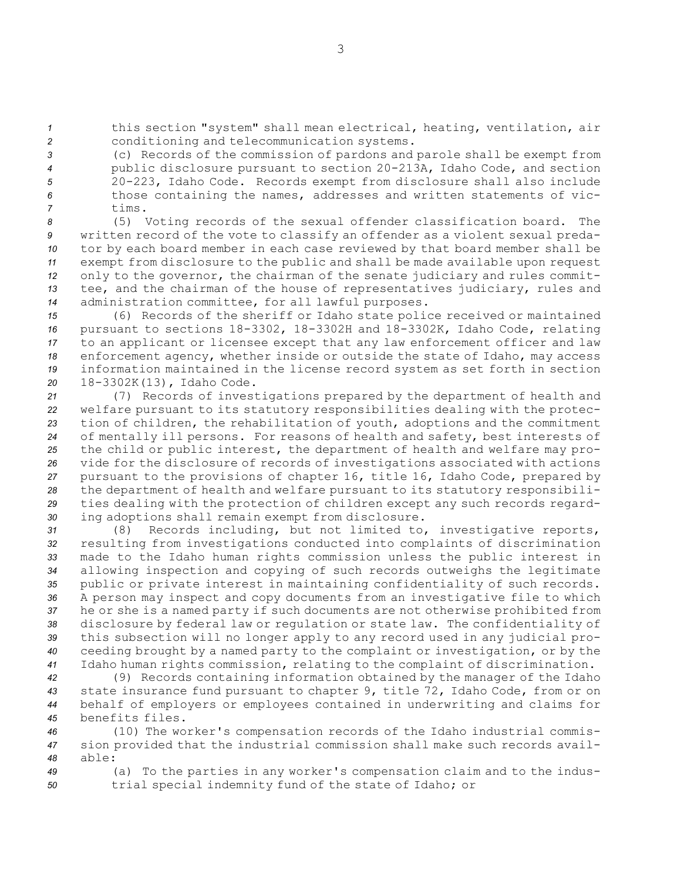this section "system" shall mean electrical, heating, ventilation, air conditioning and telecommunication systems.

(c) Records of the commission of pardons and parole shall be exempt from public disclosure pursuant to section 20-213A, Idaho Code, and section 20-223, Idaho Code. Records exempt from disclosure shall also include those containing the names, addresses and written statements of victims.

(5) Voting records of the sexual offender classification board. The written record of the vote to classify an offender as a violent sexual predator by each board member in each case reviewed by that board member shall be exempt from disclosure to the public and shall be made available upon request only to the governor, the chairman of the senate judiciary and rules committee, and the chairman of the house of representatives judiciary, rules and administration committee, for all lawful purposes.

(6) Records of the sheriff or Idaho state police received or maintained pursuant to sections 18-3302, 18-3302H and 18-3302K, Idaho Code, relating to an applicant or licensee except that any law enforcement officer and law enforcement agency, whether inside or outside the state of Idaho, may access information maintained in the license record system as set forth in section 18-3302K(13), Idaho Code.

(7) Records of investigations prepared by the department of health and welfare pursuant to its statutory responsibilities dealing with the protection of children, the rehabilitation of youth, adoptions and the commitment of mentally ill persons. For reasons of health and safety, best interests of the child or public interest, the department of health and welfare may provide for the disclosure of records of investigations associated with actions pursuant to the provisions of chapter 16, title 16, Idaho Code, prepared by the department of health and welfare pursuant to its statutory responsibilities dealing with the protection of children except any such records regarding adoptions shall remain exempt from disclosure.

(8) Records including, but not limited to, investigative reports, resulting from investigations conducted into complaints of discrimination made to the Idaho human rights commission unless the public interest in allowing inspection and copying of such records outweighs the legitimate public or private interest in maintaining confidentiality of such records. A person may inspect and copy documents from an investigative file to which he or she is a named party if such documents are not otherwise prohibited from disclosure by federal law or regulation or state law. The confidentiality of this subsection will no longer apply to any record used in any judicial proceeding brought by a named party to the complaint or investigation, or by the Idaho human rights commission, relating to the complaint of discrimination.

(9) Records containing information obtained by the manager of the Idaho state insurance fund pursuant to chapter 9, title 72, Idaho Code, from or on behalf of employers or employees contained in underwriting and claims for benefits files.

(10) The worker's compensation records of the Idaho industrial commission provided that the industrial commission shall make such records available:

(a) To the parties in any worker's compensation claim and to the industrial special indemnity fund of the state of Idaho; or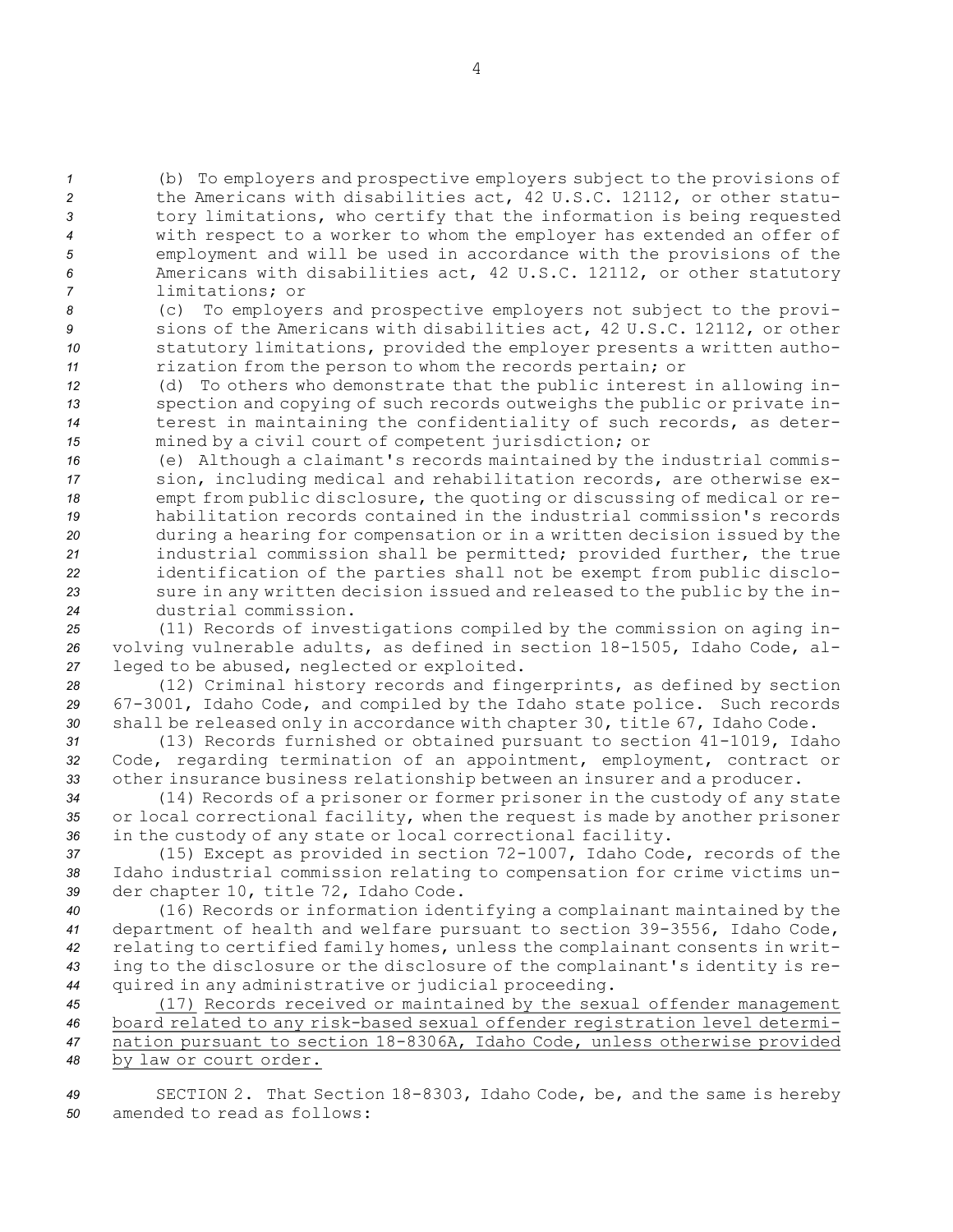(b) To employers and prospective employers subject to the provisions of the Americans with disabilities act, 42 U.S.C. 12112, or other statutory limitations, who certify that the information is being requested with respect to a worker to whom the employer has extended an offer of employment and will be used in accordance with the provisions of the Americans with disabilities act, 42 U.S.C. 12112, or other statutory limitations; or

(c) To employers and prospective employers not subject to the provisions of the Americans with disabilities act, 42 U.S.C. 12112, or other statutory limitations, provided the employer presents a written authorization from the person to whom the records pertain; or

(d) To others who demonstrate that the public interest in allowing inspection and copying of such records outweighs the public or private interest in maintaining the confidentiality of such records, as determined by a civil court of competent jurisdiction; or

(e) Although a claimant's records maintained by the industrial commission, including medical and rehabilitation records, are otherwise exempt from public disclosure, the quoting or discussing of medical or rehabilitation records contained in the industrial commission's records during a hearing for compensation or in a written decision issued by the industrial commission shall be permitted; provided further, the true identification of the parties shall not be exempt from public disclosure in any written decision issued and released to the public by the industrial commission.

(11) Records of investigations compiled by the commission on aging involving vulnerable adults, as defined in section 18-1505, Idaho Code, alleged to be abused, neglected or exploited.

(12) Criminal history records and fingerprints, as defined by section 67-3001, Idaho Code, and compiled by the Idaho state police. Such records shall be released only in accordance with chapter 30, title 67, Idaho Code.

(13) Records furnished or obtained pursuant to section 41-1019, Idaho Code, regarding termination of an appointment, employment, contract or other insurance business relationship between an insurer and a producer.

(14) Records of a prisoner or former prisoner in the custody of any state or local correctional facility, when the request is made by another prisoner in the custody of any state or local correctional facility.

(15) Except as provided in section 72-1007, Idaho Code, records of the Idaho industrial commission relating to compensation for crime victims under chapter 10, title 72, Idaho Code.

(16) Records or information identifying a complainant maintained by the department of health and welfare pursuant to section 39-3556, Idaho Code, relating to certified family homes, unless the complainant consents in writing to the disclosure or the disclosure of the complainant's identity is required in any administrative or judicial proceeding.

(17) Records received or maintained by the sexual offender management board related to any risk-based sexual offender registration level determination pursuant to section 18-8306A, Idaho Code, unless otherwise provided by law or court order.

SECTION 2. That Section 18-8303, Idaho Code, be, and the same is hereby amended to read as follows: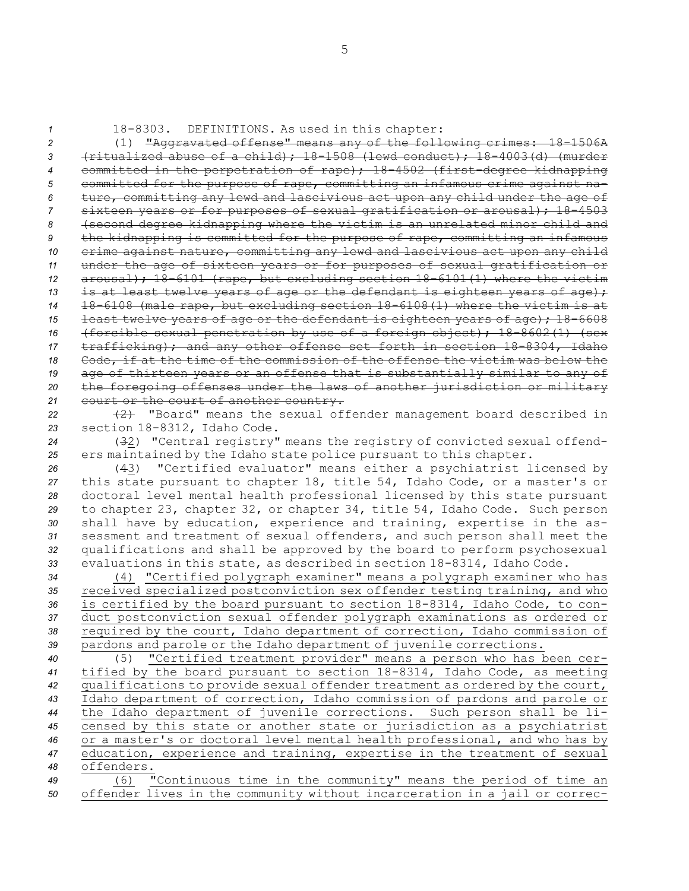18-8303. DEFINITIONS. As used in this chapter:

(1) ~~"Aggravated offense" means any of the following crimes: 18-1506A (ritualized abuse of a child); 18-1508 (lewd conduct); 18-4003(d) (murder committed in the perpetration of rape); 18-4502 (first-degree kidnapping committed for the purpose of rape, committing an infamous crime against nature, committing any lewd and lascivious act upon any child under the age of sixteen years or for purposes of sexual gratification or arousal); 18-4503 (second degree kidnapping where the victim is an unrelated minor child and the kidnapping is committed for the purpose of rape, committing an infamous crime against nature, committing any lewd and lascivious act upon any child under the age of sixteen years or for purposes of sexual gratification or arousal); 18-6101 (rape, but excluding section 18-6101(1) where the victim is at least twelve years of age or the defendant is eighteen years of age); 18-6108 (male rape, but excluding section 18-6108(1) where the victim is at least twelve years of age or the defendant is eighteen years of age); 18-6608 (forcible sexual penetration by use of a foreign object); 18-8602(1) (sex trafficking); and any other offense set forth in section 18-8304, Idaho Code, if at the time of the commission of the offense the victim was below the age of thirteen years or an offense that is substantially similar to any of the foregoing offenses under the laws of another jurisdiction or military court or the court of another country.~~

~~(2)~~ "Board" means the sexual offender management board described in section 18-8312, Idaho Code.

(~~3~~2) "Central registry" means the registry of convicted sexual offenders maintained by the Idaho state police pursuant to this chapter.

(~~4~~3) "Certified evaluator" means either a psychiatrist licensed by this state pursuant to chapter 18, title 54, Idaho Code, or a master's or doctoral level mental health professional licensed by this state pursuant to chapter 23, chapter 32, or chapter 34, title 54, Idaho Code. Such person shall have by education, experience and training, expertise in the assessment and treatment of sexual offenders, and such person shall meet the qualifications and shall be approved by the board to perform psychosexual evaluations in this state, as described in section 18-8314, Idaho Code.

(4) <u>"Certified polygraph examiner" means a polygraph examiner who has received specialized postconviction sex offender testing training, and who is certified by the board pursuant to section 18-8314, Idaho Code, to conduct postconviction sexual offender polygraph examinations as ordered or required by the court, Idaho department of correction, Idaho commission of pardons and parole or the Idaho department of juvenile corrections.</u>

(5) <u>"Certified treatment provider" means a person who has been certified by the board pursuant to section 18-8314, Idaho Code, as meeting qualifications to provide sexual offender treatment as ordered by the court, Idaho department of correction, Idaho commission of pardons and parole or the Idaho department of juvenile corrections. Such person shall be licensed by this state or another state or jurisdiction as a psychiatrist or a master's or doctoral level mental health professional, and who has by education, experience and training, expertise in the treatment of sexual offenders.</u>

(6) <u>"Continuous time in the community" means the period of time an offender lives in the community without incarceration in a jail or correc-</u>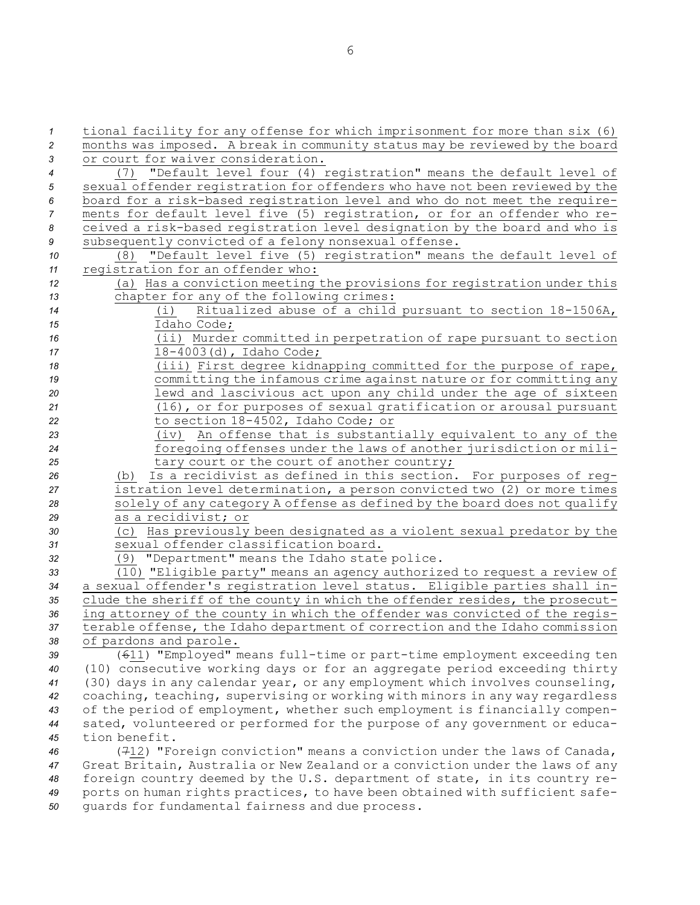tional facility for any offense for which imprisonment for more than six (6) months was imposed. A break in community status may be reviewed by the board or court for waiver consideration.

(7) "Default level four (4) registration" means the default level of sexual offender registration for offenders who have not been reviewed by the board for a risk-based registration level and who do not meet the requirements for default level five (5) registration, or for an offender who received a risk-based registration level designation by the board and who is subsequently convicted of a felony nonsexual offense.

(8) "Default level five (5) registration" means the default level of registration for an offender who:

(a) Has a conviction meeting the provisions for registration under this chapter for any of the following crimes:

(i) Ritualized abuse of a child pursuant to section 18-1506A, Idaho Code;

(ii) Murder committed in perpetration of rape pursuant to section 18-4003(d), Idaho Code;

(iii) First degree kidnapping committed for the purpose of rape, committing the infamous crime against nature or for committing any lewd and lascivious act upon any child under the age of sixteen (16), or for purposes of sexual gratification or arousal pursuant to section 18-4502, Idaho Code; or

(iv) An offense that is substantially equivalent to any of the foregoing offenses under the laws of another jurisdiction or military court or the court of another country;

(b) Is a recidivist as defined in this section. For purposes of registration level determination, a person convicted two (2) or more times solely of any category A offense as defined by the board does not qualify as a recidivist; or

(c) Has previously been designated as a violent sexual predator by the sexual offender classification board.

(9) "Department" means the Idaho state police.

(10) "Eligible party" means an agency authorized to request a review of a sexual offender's registration level status. Eligible parties shall include the sheriff of the county in which the offender resides, the prosecuting attorney of the county in which the offender was convicted of the registerable offense, the Idaho department of correction and the Idaho commission of pardons and parole.

(~~6~~11) "Employed" means full-time or part-time employment exceeding ten (10) consecutive working days or for an aggregate period exceeding thirty (30) days in any calendar year, or any employment which involves counseling, coaching, teaching, supervising or working with minors in any way regardless of the period of employment, whether such employment is financially compensated, volunteered or performed for the purpose of any government or education benefit.

(~~7~~12) "Foreign conviction" means a conviction under the laws of Canada, Great Britain, Australia or New Zealand or a conviction under the laws of any foreign country deemed by the U.S. department of state, in its country reports on human rights practices, to have been obtained with sufficient safeguards for fundamental fairness and due process.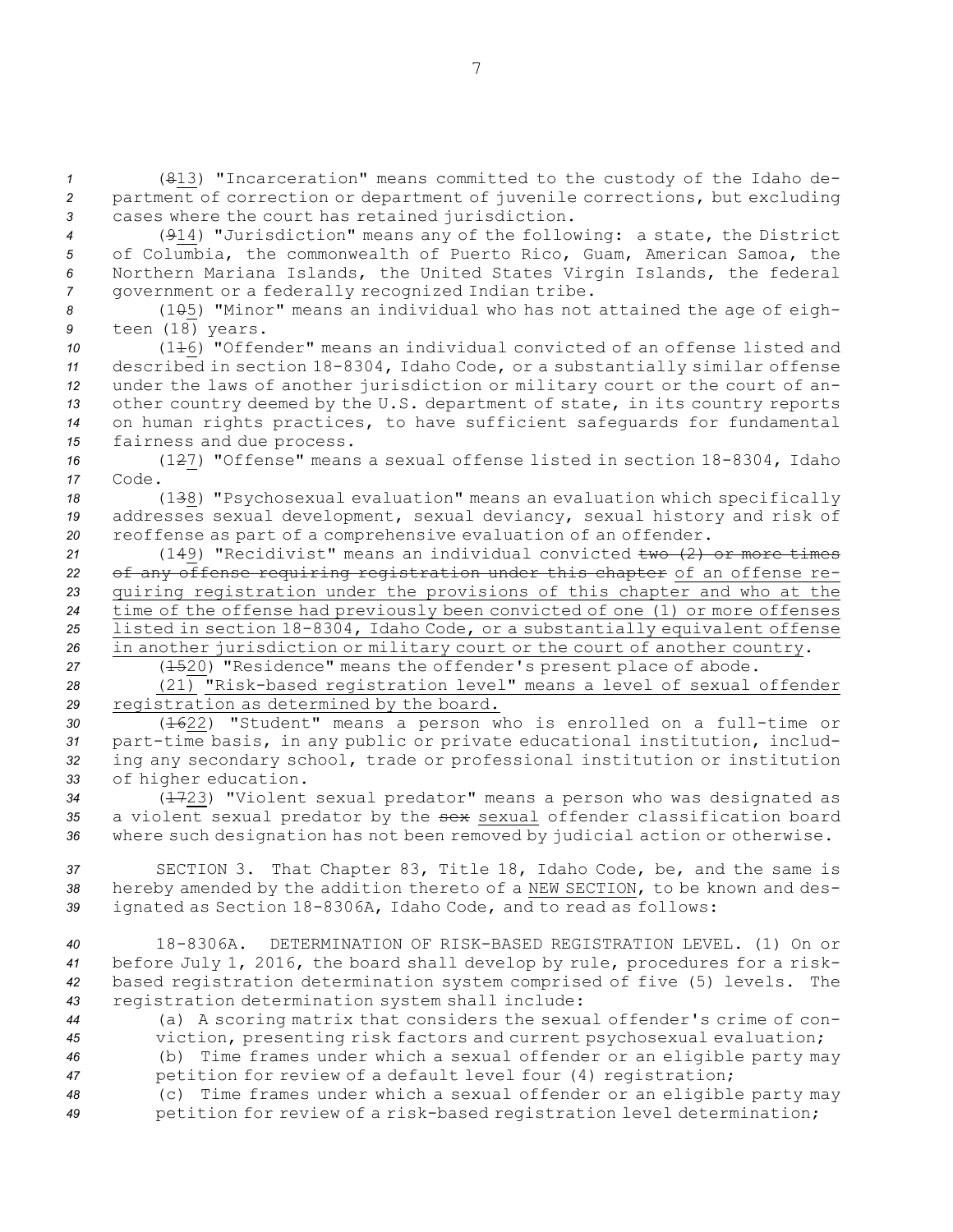(~~8~~13) "Incarceration" means committed to the custody of the Idaho department of correction or department of juvenile corrections, but excluding cases where the court has retained jurisdiction.

(~~9~~14) "Jurisdiction" means any of the following: a state, the District of Columbia, the commonwealth of Puerto Rico, Guam, American Samoa, the Northern Mariana Islands, the United States Virgin Islands, the federal government or a federally recognized Indian tribe.

(1~~0~~5) "Minor" means an individual who has not attained the age of eighteen (18) years.

(1~~1~~6) "Offender" means an individual convicted of an offense listed and described in section 18-8304, Idaho Code, or a substantially similar offense under the laws of another jurisdiction or military court or the court of another country deemed by the U.S. department of state, in its country reports on human rights practices, to have sufficient safeguards for fundamental fairness and due process.

(1~~2~~7) "Offense" means a sexual offense listed in section 18-8304, Idaho Code.

(1~~3~~8) "Psychosexual evaluation" means an evaluation which specifically addresses sexual development, sexual deviancy, sexual history and risk of reoffense as part of a comprehensive evaluation of an offender.

(1~~4~~9) "Recidivist" means an individual convicted ~~two (2) or more times of any offense requiring registration under this chapter~~ of an offense requiring registration under the provisions of this chapter and who at the time of the offense had previously been convicted of one (1) or more offenses listed in section 18-8304, Idaho Code, or a substantially equivalent offense in another jurisdiction or military court or the court of another country.

(~~15~~20) "Residence" means the offender's present place of abode.

(21) "Risk-based registration level" means a level of sexual offender registration as determined by the board.

(~~16~~22) "Student" means a person who is enrolled on a full-time or part-time basis, in any public or private educational institution, including any secondary school, trade or professional institution or institution of higher education.

(~~17~~23) "Violent sexual predator" means a person who was designated as a violent sexual predator by the ~~sex~~ sexual offender classification board where such designation has not been removed by judicial action or otherwise.

SECTION 3. That Chapter 83, Title 18, Idaho Code, be, and the same is hereby amended by the addition thereto of a NEW SECTION, to be known and designated as Section 18-8306A, Idaho Code, and to read as follows:

18-8306A. DETERMINATION OF RISK-BASED REGISTRATION LEVEL. (1) On or before July 1, 2016, the board shall develop by rule, procedures for a risk-based registration determination system comprised of five (5) levels. The registration determination system shall include:

(a) A scoring matrix that considers the sexual offender's crime of conviction, presenting risk factors and current psychosexual evaluation;

(b) Time frames under which a sexual offender or an eligible party may petition for review of a default level four (4) registration;

(c) Time frames under which a sexual offender or an eligible party may petition for review of a risk-based registration level determination;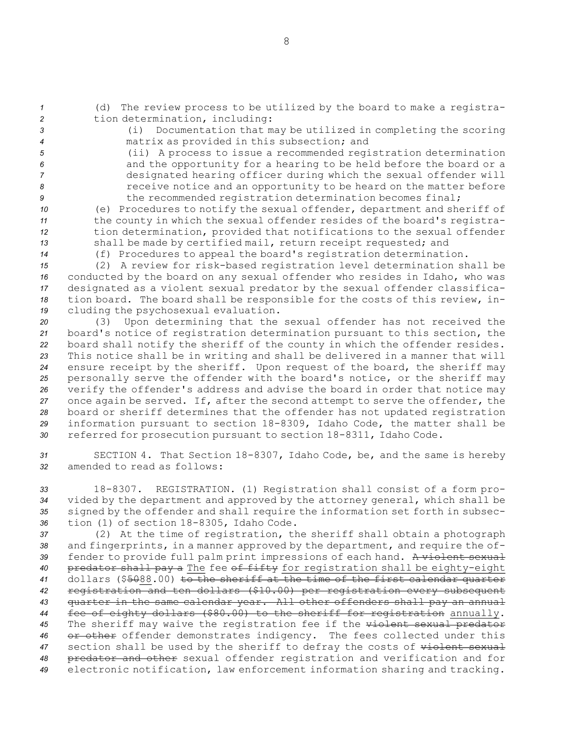(d) The review process to be utilized by the board to make a registration determination, including:

(i) Documentation that may be utilized in completing the scoring matrix as provided in this subsection; and

(ii) A process to issue a recommended registration determination and the opportunity for a hearing to be held before the board or a designated hearing officer during which the sexual offender will receive notice and an opportunity to be heard on the matter before the recommended registration determination becomes final;

(e) Procedures to notify the sexual offender, department and sheriff of the county in which the sexual offender resides of the board's registration determination, provided that notifications to the sexual offender shall be made by certified mail, return receipt requested; and

(f) Procedures to appeal the board's registration determination.

(2) A review for risk-based registration level determination shall be conducted by the board on any sexual offender who resides in Idaho, who was designated as a violent sexual predator by the sexual offender classification board. The board shall be responsible for the costs of this review, including the psychosexual evaluation.

(3) Upon determining that the sexual offender has not received the board's notice of registration determination pursuant to this section, the board shall notify the sheriff of the county in which the offender resides. This notice shall be in writing and shall be delivered in a manner that will ensure receipt by the sheriff. Upon request of the board, the sheriff may personally serve the offender with the board's notice, or the sheriff may verify the offender's address and advise the board in order that notice may once again be served. If, after the second attempt to serve the offender, the board or sheriff determines that the offender has not updated registration information pursuant to section 18-8309, Idaho Code, the matter shall be referred for prosecution pursuant to section 18-8311, Idaho Code.

SECTION 4. That Section 18-8307, Idaho Code, be, and the same is hereby amended to read as follows:

18-8307. REGISTRATION. (1) Registration shall consist of a form provided by the department and approved by the attorney general, which shall be signed by the offender and shall require the information set forth in subsection (1) of section 18-8305, Idaho Code.

(2) At the time of registration, the sheriff shall obtain a photograph and fingerprints, in a manner approved by the department, and require the offender to provide full palm print impressions of each hand. ~~A violent sexual predator shall pay a~~ The fee ~~of fifty~~ for registration shall be eighty-eight dollars ($~~50~~88.00) ~~to the sheriff at the time of the first calendar quarter registration and ten dollars ($10.00) per registration every subsequent quarter in the same calendar year. All other offenders shall pay an annual fee of eighty dollars ($80.00) to the sheriff for registration~~ annually. The sheriff may waive the registration fee if the ~~violent sexual predator or other~~ offender demonstrates indigency. The fees collected under this section shall be used by the sheriff to defray the costs of ~~violent sexual predator and other~~ sexual offender registration and verification and for electronic notification, law enforcement information sharing and tracking.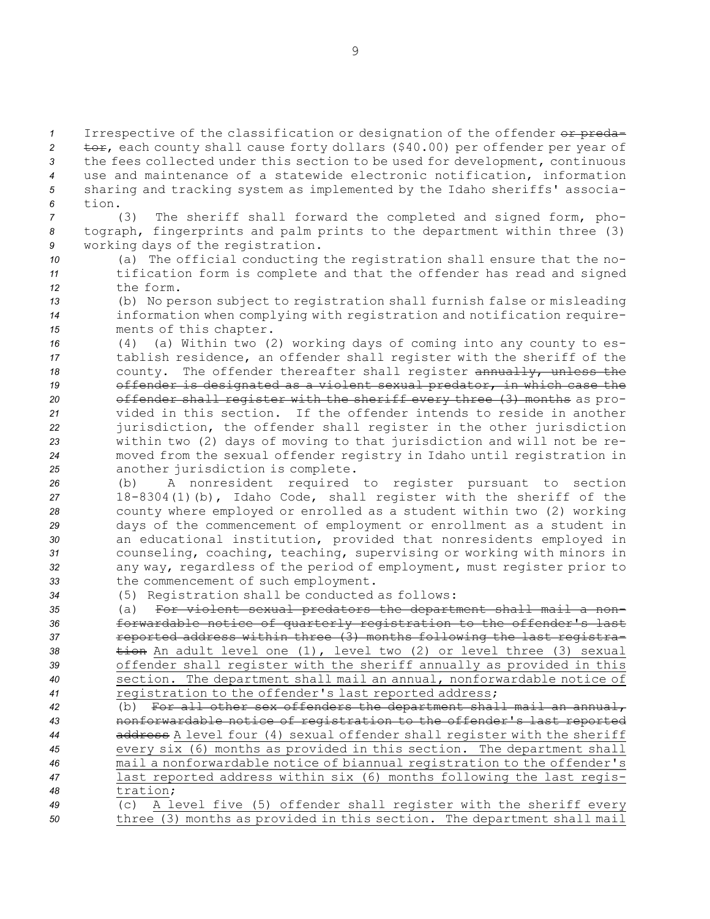Irrespective of the classification or designation of the offender ~~or predator~~, each county shall cause forty dollars ($40.00) per offender per year of the fees collected under this section to be used for development, continuous use and maintenance of a statewide electronic notification, information sharing and tracking system as implemented by the Idaho sheriffs' association.

(3) The sheriff shall forward the completed and signed form, photograph, fingerprints and palm prints to the department within three (3) working days of the registration.

(a) The official conducting the registration shall ensure that the notification form is complete and that the offender has read and signed the form.

(b) No person subject to registration shall furnish false or misleading information when complying with registration and notification requirements of this chapter.

(4) (a) Within two (2) working days of coming into any county to establish residence, an offender shall register with the sheriff of the county. The offender thereafter shall register ~~annually, unless the offender is designated as a violent sexual predator, in which case the offender shall register with the sheriff every three (3) months~~ as provided in this section. If the offender intends to reside in another jurisdiction, the offender shall register in the other jurisdiction within two (2) days of moving to that jurisdiction and will not be removed from the sexual offender registry in Idaho until registration in another jurisdiction is complete.

(b) A nonresident required to register pursuant to section 18-8304(1)(b), Idaho Code, shall register with the sheriff of the county where employed or enrolled as a student within two (2) working days of the commencement of employment or enrollment as a student in an educational institution, provided that nonresidents employed in counseling, coaching, teaching, supervising or working with minors in any way, regardless of the period of employment, must register prior to the commencement of such employment.

(5) Registration shall be conducted as follows:

(a) ~~For violent sexual predators the department shall mail a nonforwardable notice of quarterly registration to the offender's last reported address within three (3) months following the last registration~~ <u>An adult level one (1), level two (2) or level three (3) sexual offender shall register with the sheriff annually as provided in this section. The department shall mail an annual, nonforwardable notice of registration to the offender's last reported address</u>;

(b) ~~For all other sex offenders the department shall mail an annual, nonforwardable notice of registration to the offender's last reported address~~ <u>A level four (4) sexual offender shall register with the sheriff every six (6) months as provided in this section. The department shall mail a nonforwardable notice of biannual registration to the offender's last reported address within six (6) months following the last registration</u>;

<u>(c) A level five (5) offender shall register with the sheriff every three (3) months as provided in this section. The department shall mail</u>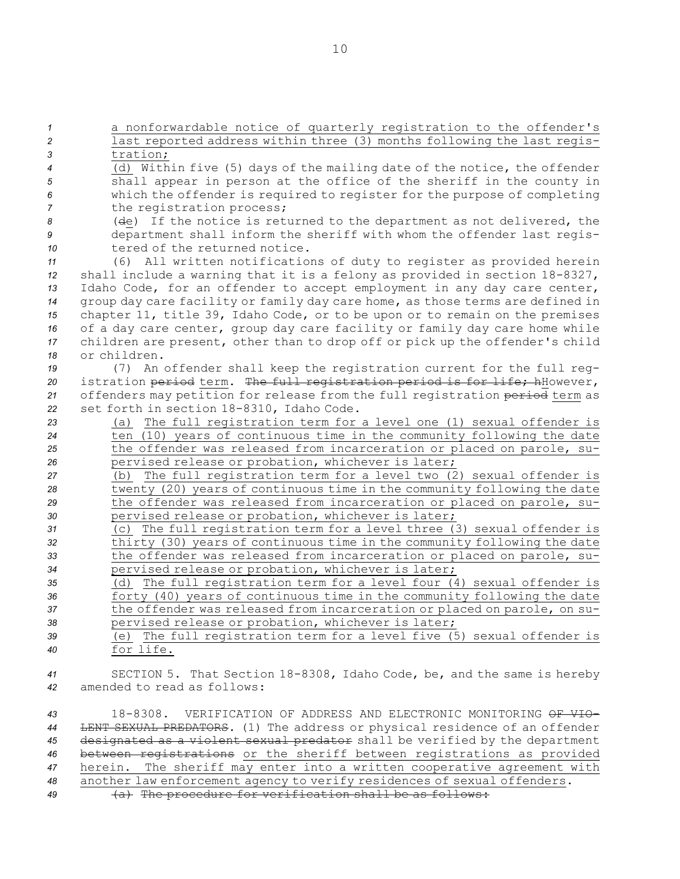a nonforwardable notice of quarterly registration to the offender's last reported address within three (3) months following the last registration;

(d) Within five (5) days of the mailing date of the notice, the offender shall appear in person at the office of the sheriff in the county in which the offender is required to register for the purpose of completing the registration process;

(de) If the notice is returned to the department as not delivered, the department shall inform the sheriff with whom the offender last registered of the returned notice.

(6) All written notifications of duty to register as provided herein shall include a warning that it is a felony as provided in section 18-8327, Idaho Code, for an offender to accept employment in any day care center, group day care facility or family day care home, as those terms are defined in chapter 11, title 39, Idaho Code, or to be upon or to remain on the premises of a day care center, group day care facility or family day care home while children are present, other than to drop off or pick up the offender's child or children.

(7) An offender shall keep the registration current for the full registration ~~period~~ term. ~~The full registration period is for life; h~~However, offenders may petition for release from the full registration ~~period~~ term as set forth in section 18-8310, Idaho Code.

(a) The full registration term for a level one (1) sexual offender is ten (10) years of continuous time in the community following the date the offender was released from incarceration or placed on parole, supervised release or probation, whichever is later;

(b) The full registration term for a level two (2) sexual offender is twenty (20) years of continuous time in the community following the date the offender was released from incarceration or placed on parole, supervised release or probation, whichever is later;

(c) The full registration term for a level three (3) sexual offender is thirty (30) years of continuous time in the community following the date the offender was released from incarceration or placed on parole, supervised release or probation, whichever is later;

(d) The full registration term for a level four (4) sexual offender is forty (40) years of continuous time in the community following the date the offender was released from incarceration or placed on parole, on supervised release or probation, whichever is later;

(e) The full registration term for a level five (5) sexual offender is for life.

SECTION 5. That Section 18-8308, Idaho Code, be, and the same is hereby amended to read as follows:

18-8308. VERIFICATION OF ADDRESS AND ELECTRONIC MONITORING ~~OF VIOLENT SEXUAL PREDATORS~~. (1) The address or physical residence of an offender ~~designated as a violent sexual predator~~ shall be verified by the department ~~between registrations~~ or the sheriff between registrations as provided herein. The sheriff may enter into a written cooperative agreement with another law enforcement agency to verify residences of sexual offenders.

~~(a) The procedure for verification shall be as follows:~~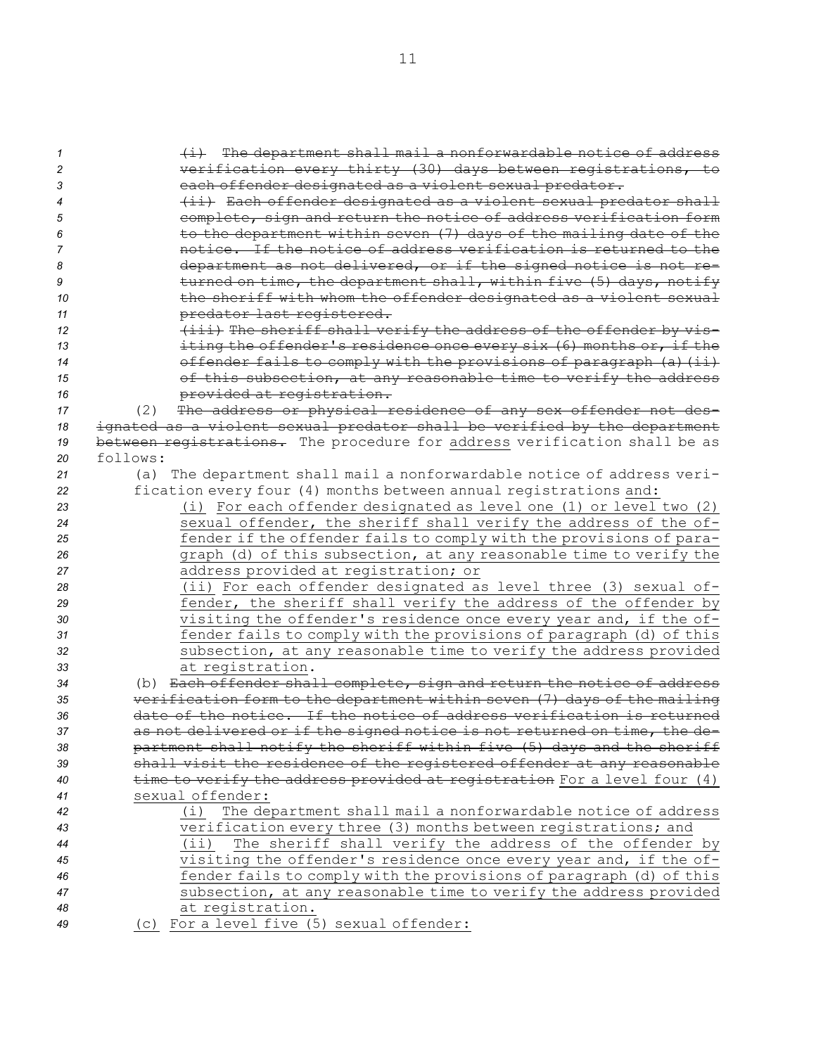~~(i) The department shall mail a nonforwardable notice of address verification every thirty (30) days between registrations, to each offender designated as a violent sexual predator.~~

~~(ii) Each offender designated as a violent sexual predator shall complete, sign and return the notice of address verification form to the department within seven (7) days of the mailing date of the notice. If the notice of address verification is returned to the department as not delivered, or if the signed notice is not returned on time, the department shall, within five (5) days, notify the sheriff with whom the offender designated as a violent sexual predator last registered.~~

~~(iii) The sheriff shall verify the address of the offender by visiting the offender's residence once every six (6) months or, if the offender fails to comply with the provisions of paragraph (a)(ii) of this subsection, at any reasonable time to verify the address provided at registration.~~

(2) ~~The address or physical residence of any sex offender not designated as a violent sexual predator shall be verified by the department between registrations.~~ The procedure for address verification shall be as follows:

(a) The department shall mail a nonforwardable notice of address verification every four (4) months between annual registrations and:

(i) For each offender designated as level one (1) or level two (2) sexual offender, the sheriff shall verify the address of the offender if the offender fails to comply with the provisions of paragraph (d) of this subsection, at any reasonable time to verify the address provided at registration; or

(ii) For each offender designated as level three (3) sexual offender, the sheriff shall verify the address of the offender by visiting the offender's residence once every year and, if the offender fails to comply with the provisions of paragraph (d) of this subsection, at any reasonable time to verify the address provided at registration.

(b) ~~Each offender shall complete, sign and return the notice of address verification form to the department within seven (7) days of the mailing date of the notice. If the notice of address verification is returned as not delivered or if the signed notice is not returned on time, the department shall notify the sheriff within five (5) days and the sheriff shall visit the residence of the registered offender at any reasonable time to verify the address provided at registration~~ For a level four (4) sexual offender:

(i) The department shall mail a nonforwardable notice of address verification every three (3) months between registrations; and

(ii) The sheriff shall verify the address of the offender by visiting the offender's residence once every year and, if the offender fails to comply with the provisions of paragraph (d) of this subsection, at any reasonable time to verify the address provided at registration.

(c) For a level five (5) sexual offender: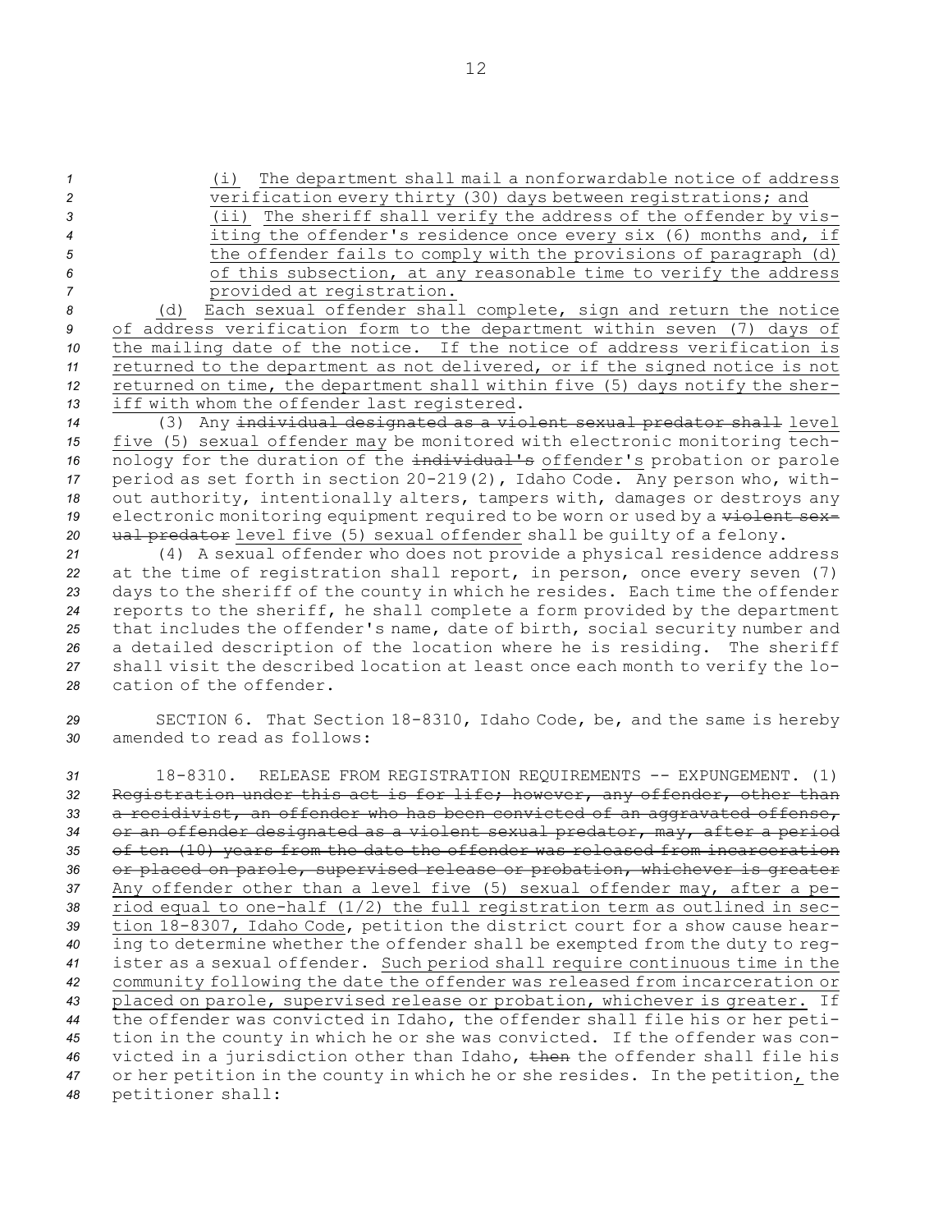(i) The department shall mail a nonforwardable notice of address verification every thirty (30) days between registrations; and

(ii) The sheriff shall verify the address of the offender by visiting the offender's residence once every six (6) months and, if the offender fails to comply with the provisions of paragraph (d) of this subsection, at any reasonable time to verify the address provided at registration.

(d) Each sexual offender shall complete, sign and return the notice of address verification form to the department within seven (7) days of the mailing date of the notice. If the notice of address verification is returned to the department as not delivered, or if the signed notice is not returned on time, the department shall within five (5) days notify the sheriff with whom the offender last registered.

(3) Any ~~individual designated as a violent sexual predator shall~~ level five (5) sexual offender may be monitored with electronic monitoring technology for the duration of the ~~individual's~~ offender's probation or parole period as set forth in section 20-219(2), Idaho Code. Any person who, without authority, intentionally alters, tampers with, damages or destroys any electronic monitoring equipment required to be worn or used by a ~~violent sexual predator~~ level five (5) sexual offender shall be guilty of a felony.

(4) A sexual offender who does not provide a physical residence address at the time of registration shall report, in person, once every seven (7) days to the sheriff of the county in which he resides. Each time the offender reports to the sheriff, he shall complete a form provided by the department that includes the offender's name, date of birth, social security number and a detailed description of the location where he is residing. The sheriff shall visit the described location at least once each month to verify the location of the offender.

SECTION 6. That Section 18-8310, Idaho Code, be, and the same is hereby amended to read as follows:

18-8310. RELEASE FROM REGISTRATION REQUIREMENTS -- EXPUNGEMENT. (1) ~~Registration under this act is for life; however, any offender, other than a recidivist, an offender who has been convicted of an aggravated offense, or an offender designated as a violent sexual predator, may, after a period of ten (10) years from the date the offender was released from incarceration or placed on parole, supervised release or probation, whichever is greater~~ Any offender other than a level five (5) sexual offender may, after a period equal to one-half (1/2) the full registration term as outlined in section 18-8307, Idaho Code, petition the district court for a show cause hearing to determine whether the offender shall be exempted from the duty to register as a sexual offender. Such period shall require continuous time in the community following the date the offender was released from incarceration or placed on parole, supervised release or probation, whichever is greater. If the offender was convicted in Idaho, the offender shall file his or her petition in the county in which he or she was convicted. If the offender was convicted in a jurisdiction other than Idaho, ~~then~~ the offender shall file his or her petition in the county in which he or she resides. In the petition, the petitioner shall: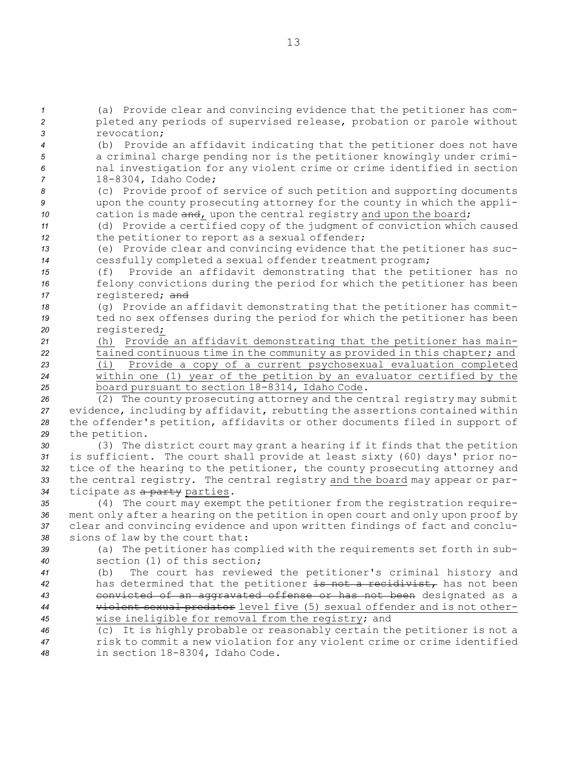(a) Provide clear and convincing evidence that the petitioner has completed any periods of supervised release, probation or parole without revocation;

(b) Provide an affidavit indicating that the petitioner does not have a criminal charge pending nor is the petitioner knowingly under criminal investigation for any violent crime or crime identified in section 18-8304, Idaho Code;

(c) Provide proof of service of such petition and supporting documents upon the county prosecuting attorney for the county in which the application is made ~~and~~, upon the central registry and upon the board;

(d) Provide a certified copy of the judgment of conviction which caused the petitioner to report as a sexual offender;

(e) Provide clear and convincing evidence that the petitioner has successfully completed a sexual offender treatment program;

(f) Provide an affidavit demonstrating that the petitioner has no felony convictions during the period for which the petitioner has been registered; ~~and~~

(g) Provide an affidavit demonstrating that the petitioner has committed no sex offenses during the period for which the petitioner has been registered;

(h) Provide an affidavit demonstrating that the petitioner has maintained continuous time in the community as provided in this chapter; and

(i) Provide a copy of a current psychosexual evaluation completed within one (1) year of the petition by an evaluator certified by the board pursuant to section 18-8314, Idaho Code.

(2) The county prosecuting attorney and the central registry may submit evidence, including by affidavit, rebutting the assertions contained within the offender's petition, affidavits or other documents filed in support of the petition.

(3) The district court may grant a hearing if it finds that the petition is sufficient. The court shall provide at least sixty (60) days' prior notice of the hearing to the petitioner, the county prosecuting attorney and the central registry. The central registry and the board may appear or participate as ~~a party~~ parties.

(4) The court may exempt the petitioner from the registration requirement only after a hearing on the petition in open court and only upon proof by clear and convincing evidence and upon written findings of fact and conclusions of law by the court that:

(a) The petitioner has complied with the requirements set forth in subsection (1) of this section;

(b) The court has reviewed the petitioner's criminal history and has determined that the petitioner ~~is not a recidivist,~~ has not been ~~convicted of an aggravated offense or has not been~~ designated as a ~~violent sexual predator~~ level five (5) sexual offender and is not otherwise ineligible for removal from the registry; and

(c) It is highly probable or reasonably certain the petitioner is not a risk to commit a new violation for any violent crime or crime identified in section 18-8304, Idaho Code.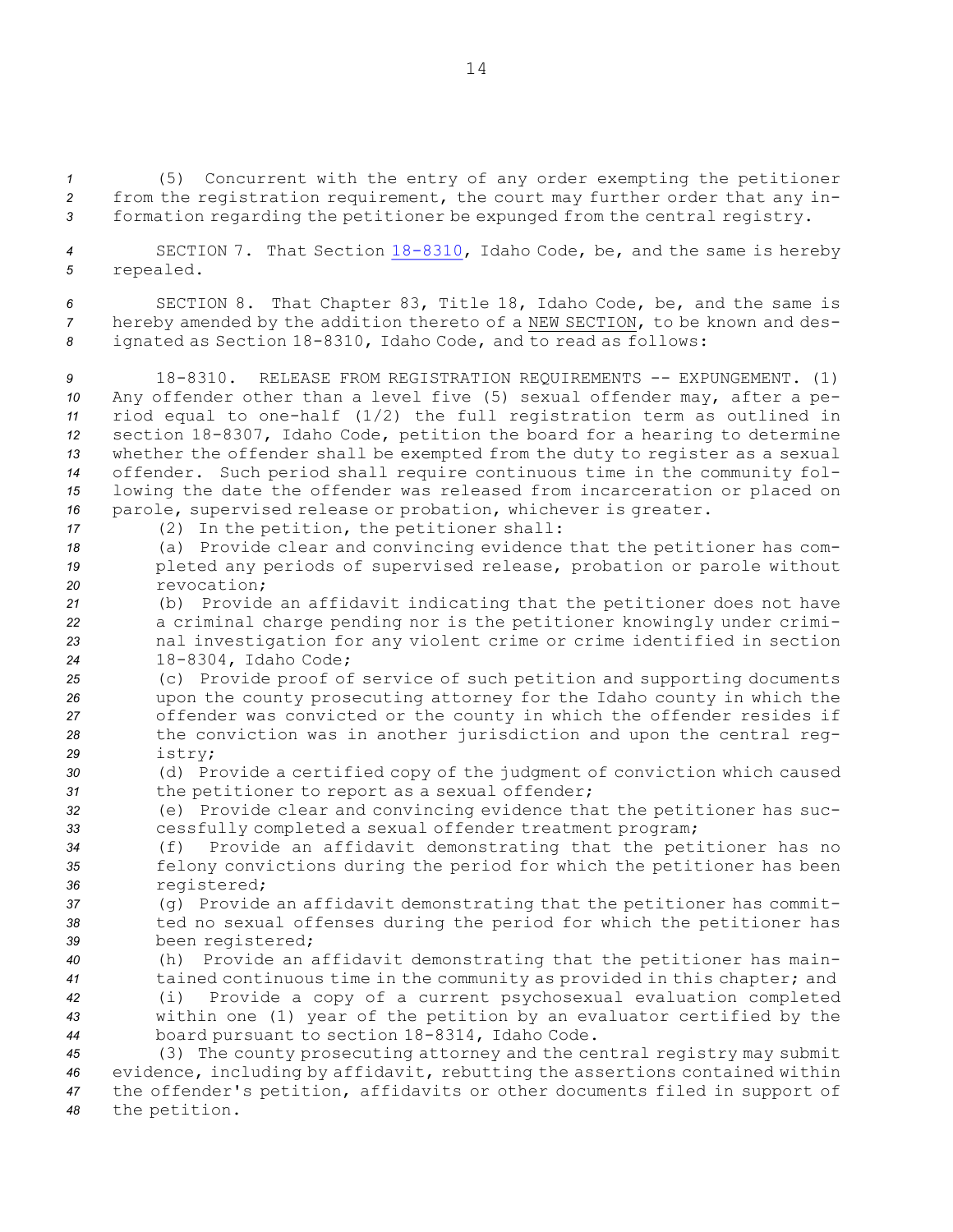(5) Concurrent with the entry of any order exempting the petitioner from the registration requirement, the court may further order that any information regarding the petitioner be expunged from the central registry.

SECTION 7. That Section 18-8310, Idaho Code, be, and the same is hereby repealed.

SECTION 8. That Chapter 83, Title 18, Idaho Code, be, and the same is hereby amended by the addition thereto of a NEW SECTION, to be known and designated as Section 18-8310, Idaho Code, and to read as follows:

18-8310. RELEASE FROM REGISTRATION REQUIREMENTS -- EXPUNGEMENT. (1) Any offender other than a level five (5) sexual offender may, after a period equal to one-half (1/2) the full registration term as outlined in section 18-8307, Idaho Code, petition the board for a hearing to determine whether the offender shall be exempted from the duty to register as a sexual offender. Such period shall require continuous time in the community following the date the offender was released from incarceration or placed on parole, supervised release or probation, whichever is greater.

(2) In the petition, the petitioner shall:

(a) Provide clear and convincing evidence that the petitioner has completed any periods of supervised release, probation or parole without revocation;

(b) Provide an affidavit indicating that the petitioner does not have a criminal charge pending nor is the petitioner knowingly under criminal investigation for any violent crime or crime identified in section 18-8304, Idaho Code;

(c) Provide proof of service of such petition and supporting documents upon the county prosecuting attorney for the Idaho county in which the offender was convicted or the county in which the offender resides if the conviction was in another jurisdiction and upon the central registry;

(d) Provide a certified copy of the judgment of conviction which caused the petitioner to report as a sexual offender;

(e) Provide clear and convincing evidence that the petitioner has successfully completed a sexual offender treatment program;

(f) Provide an affidavit demonstrating that the petitioner has no felony convictions during the period for which the petitioner has been registered;

(g) Provide an affidavit demonstrating that the petitioner has committed no sexual offenses during the period for which the petitioner has been registered;

(h) Provide an affidavit demonstrating that the petitioner has maintained continuous time in the community as provided in this chapter; and

(i) Provide a copy of a current psychosexual evaluation completed within one (1) year of the petition by an evaluator certified by the board pursuant to section 18-8314, Idaho Code.

(3) The county prosecuting attorney and the central registry may submit evidence, including by affidavit, rebutting the assertions contained within the offender's petition, affidavits or other documents filed in support of the petition.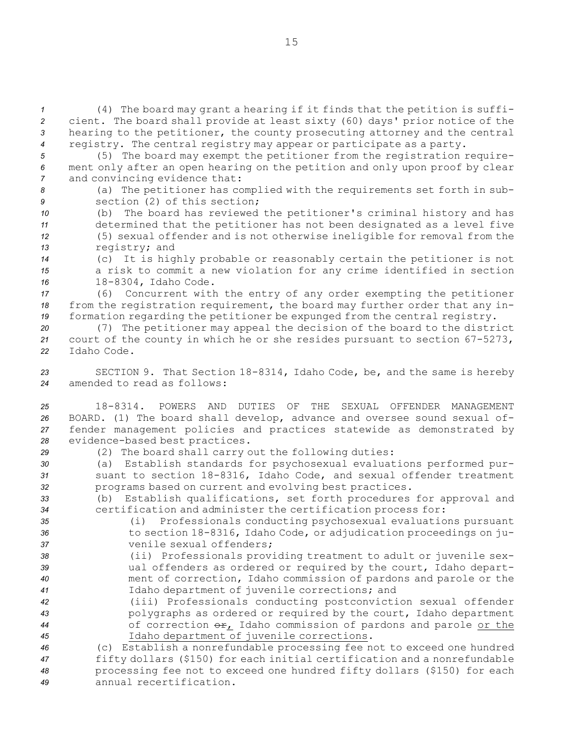(4) The board may grant a hearing if it finds that the petition is sufficient. The board shall provide at least sixty (60) days' prior notice of the hearing to the petitioner, the county prosecuting attorney and the central registry. The central registry may appear or participate as a party.

(5) The board may exempt the petitioner from the registration requirement only after an open hearing on the petition and only upon proof by clear and convincing evidence that:

(a) The petitioner has complied with the requirements set forth in subsection (2) of this section;

(b) The board has reviewed the petitioner's criminal history and has determined that the petitioner has not been designated as a level five (5) sexual offender and is not otherwise ineligible for removal from the registry; and

(c) It is highly probable or reasonably certain the petitioner is not a risk to commit a new violation for any crime identified in section 18-8304, Idaho Code.

(6) Concurrent with the entry of any order exempting the petitioner from the registration requirement, the board may further order that any information regarding the petitioner be expunged from the central registry.

(7) The petitioner may appeal the decision of the board to the district court of the county in which he or she resides pursuant to section 67-5273, Idaho Code.

SECTION 9. That Section 18-8314, Idaho Code, be, and the same is hereby amended to read as follows:

18-8314. POWERS AND DUTIES OF THE SEXUAL OFFENDER MANAGEMENT BOARD. (1) The board shall develop, advance and oversee sound sexual offender management policies and practices statewide as demonstrated by evidence-based best practices.

(2) The board shall carry out the following duties:

(a) Establish standards for psychosexual evaluations performed pursuant to section 18-8316, Idaho Code, and sexual offender treatment programs based on current and evolving best practices.

(b) Establish qualifications, set forth procedures for approval and certification and administer the certification process for:

(i) Professionals conducting psychosexual evaluations pursuant to section 18-8316, Idaho Code, or adjudication proceedings on juvenile sexual offenders;

(ii) Professionals providing treatment to adult or juvenile sexual offenders as ordered or required by the court, Idaho department of correction, Idaho commission of pardons and parole or the Idaho department of juvenile corrections; and

(iii) Professionals conducting postconviction sexual offender polygraphs as ordered or required by the court, Idaho department of correction ~~or~~, Idaho commission of pardons and parole or the Idaho department of juvenile corrections.

(c) Establish a nonrefundable processing fee not to exceed one hundred fifty dollars ($150) for each initial certification and a nonrefundable processing fee not to exceed one hundred fifty dollars ($150) for each annual recertification.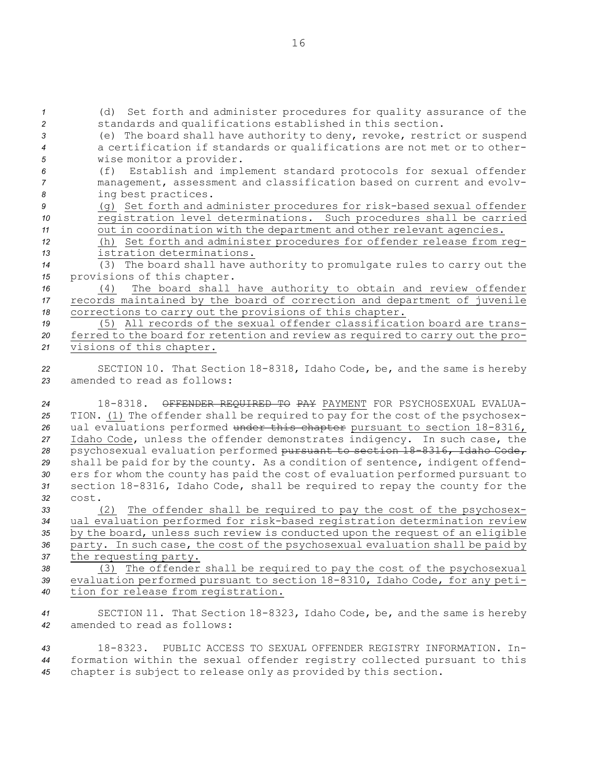(d) Set forth and administer procedures for quality assurance of the standards and qualifications established in this section.

(e) The board shall have authority to deny, revoke, restrict or suspend a certification if standards or qualifications are not met or to otherwise monitor a provider.

(f) Establish and implement standard protocols for sexual offender management, assessment and classification based on current and evolving best practices.

(g) Set forth and administer procedures for risk-based sexual offender registration level determinations. Such procedures shall be carried out in coordination with the department and other relevant agencies.

(h) Set forth and administer procedures for offender release from registration determinations.

(3) The board shall have authority to promulgate rules to carry out the provisions of this chapter.

(4) The board shall have authority to obtain and review offender records maintained by the board of correction and department of juvenile corrections to carry out the provisions of this chapter.

(5) All records of the sexual offender classification board are transferred to the board for retention and review as required to carry out the provisions of this chapter.

SECTION 10. That Section 18-8318, Idaho Code, be, and the same is hereby amended to read as follows:

18-8318. ~~OFFENDER REQUIRED TO PAY~~ PAYMENT FOR PSYCHOSEXUAL EVALUATION. (1) The offender shall be required to pay for the cost of the psychosexual evaluations performed ~~under this chapter~~ pursuant to section 18-8316, Idaho Code, unless the offender demonstrates indigency. In such case, the psychosexual evaluation performed ~~pursuant to section 18-8316, Idaho Code,~~ shall be paid for by the county. As a condition of sentence, indigent offenders for whom the county has paid the cost of evaluation performed pursuant to section 18-8316, Idaho Code, shall be required to repay the county for the cost.

(2) The offender shall be required to pay the cost of the psychosexual evaluation performed for risk-based registration determination review by the board, unless such review is conducted upon the request of an eligible party. In such case, the cost of the psychosexual evaluation shall be paid by the requesting party.

(3) The offender shall be required to pay the cost of the psychosexual evaluation performed pursuant to section 18-8310, Idaho Code, for any petition for release from registration.

SECTION 11. That Section 18-8323, Idaho Code, be, and the same is hereby amended to read as follows:

18-8323. PUBLIC ACCESS TO SEXUAL OFFENDER REGISTRY INFORMATION. Information within the sexual offender registry collected pursuant to this chapter is subject to release only as provided by this section.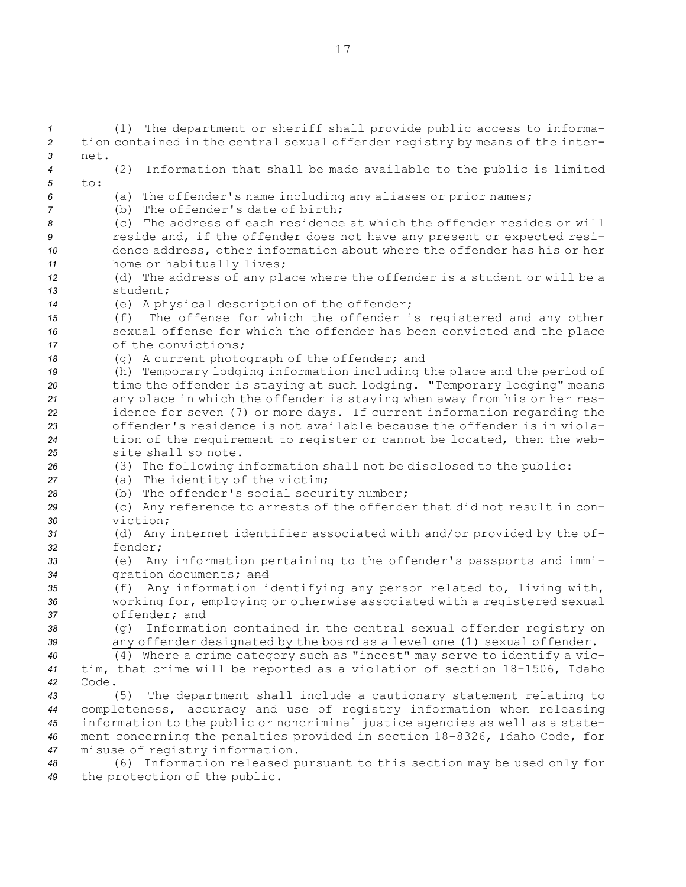(1) The department or sheriff shall provide public access to information contained in the central sexual offender registry by means of the internet.

(2) Information that shall be made available to the public is limited to:

(a) The offender's name including any aliases or prior names;

(b) The offender's date of birth;

(c) The address of each residence at which the offender resides or will reside and, if the offender does not have any present or expected residence address, other information about where the offender has his or her home or habitually lives;

(d) The address of any place where the offender is a student or will be a student;

(e) A physical description of the offender;

(f) The offense for which the offender is registered and any other sexual offense for which the offender has been convicted and the place of the convictions;

(g) A current photograph of the offender; and

(h) Temporary lodging information including the place and the period of time the offender is staying at such lodging. "Temporary lodging" means any place in which the offender is staying when away from his or her residence for seven (7) or more days. If current information regarding the offender's residence is not available because the offender is in violation of the requirement to register or cannot be located, then the website shall so note.

(3) The following information shall not be disclosed to the public:

(a) The identity of the victim;

(b) The offender's social security number;

(c) Any reference to arrests of the offender that did not result in conviction;

(d) Any internet identifier associated with and/or provided by the offender;

(e) Any information pertaining to the offender's passports and immigration documents; ~~and~~

(f) Any information identifying any person related to, living with, working for, employing or otherwise associated with a registered sexual offender; and

(g) Information contained in the central sexual offender registry on any offender designated by the board as a level one (1) sexual offender.

(4) Where a crime category such as "incest" may serve to identify a victim, that crime will be reported as a violation of section 18-1506, Idaho Code.

(5) The department shall include a cautionary statement relating to completeness, accuracy and use of registry information when releasing information to the public or noncriminal justice agencies as well as a statement concerning the penalties provided in section 18-8326, Idaho Code, for misuse of registry information.

(6) Information released pursuant to this section may be used only for the protection of the public.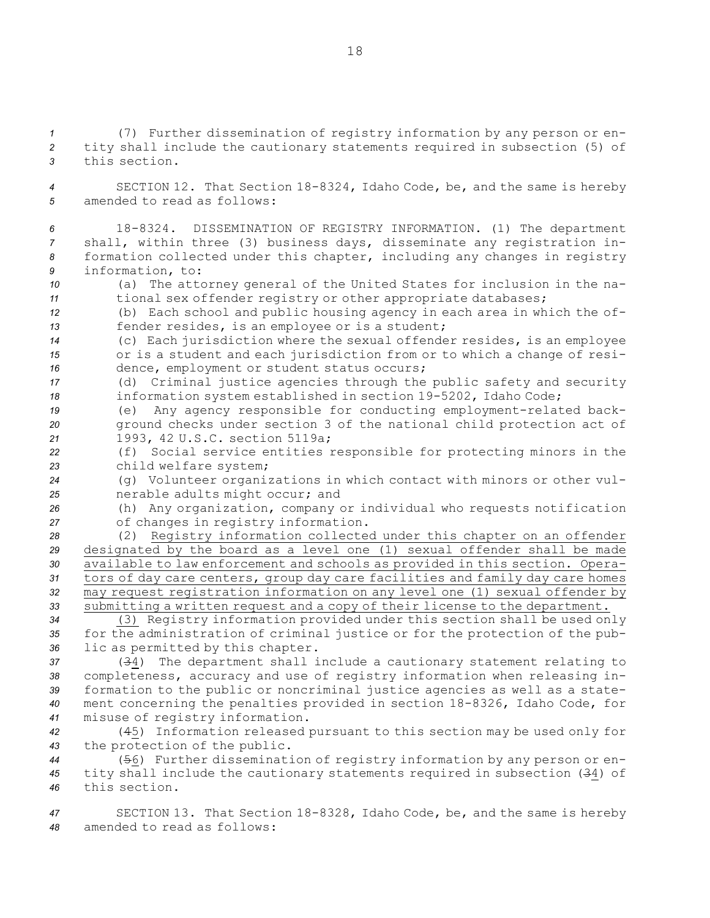(7) Further dissemination of registry information by any person or entity shall include the cautionary statements required in subsection (5) of this section.

SECTION 12. That Section 18-8324, Idaho Code, be, and the same is hereby amended to read as follows:

18-8324. DISSEMINATION OF REGISTRY INFORMATION. (1) The department shall, within three (3) business days, disseminate any registration information collected under this chapter, including any changes in registry information, to:

(a) The attorney general of the United States for inclusion in the national sex offender registry or other appropriate databases;

(b) Each school and public housing agency in each area in which the offender resides, is an employee or is a student;

(c) Each jurisdiction where the sexual offender resides, is an employee or is a student and each jurisdiction from or to which a change of residence, employment or student status occurs;

(d) Criminal justice agencies through the public safety and security information system established in section 19-5202, Idaho Code;

(e) Any agency responsible for conducting employment-related background checks under section 3 of the national child protection act of 1993, 42 U.S.C. section 5119a;

(f) Social service entities responsible for protecting minors in the child welfare system;

(g) Volunteer organizations in which contact with minors or other vulnerable adults might occur; and

(h) Any organization, company or individual who requests notification of changes in registry information.

(2) Registry information collected under this chapter on an offender designated by the board as a level one (1) sexual offender shall be made available to law enforcement and schools as provided in this section. Operators of day care centers, group day care facilities and family day care homes may request registration information on any level one (1) sexual offender by submitting a written request and a copy of their license to the department.

(3) Registry information provided under this section shall be used only for the administration of criminal justice or for the protection of the public as permitted by this chapter.

(~~3~~4) The department shall include a cautionary statement relating to completeness, accuracy and use of registry information when releasing information to the public or noncriminal justice agencies as well as a statement concerning the penalties provided in section 18-8326, Idaho Code, for misuse of registry information.

(~~4~~5) Information released pursuant to this section may be used only for the protection of the public.

(~~5~~6) Further dissemination of registry information by any person or entity shall include the cautionary statements required in subsection (~~3~~4) of this section.

SECTION 13. That Section 18-8328, Idaho Code, be, and the same is hereby amended to read as follows: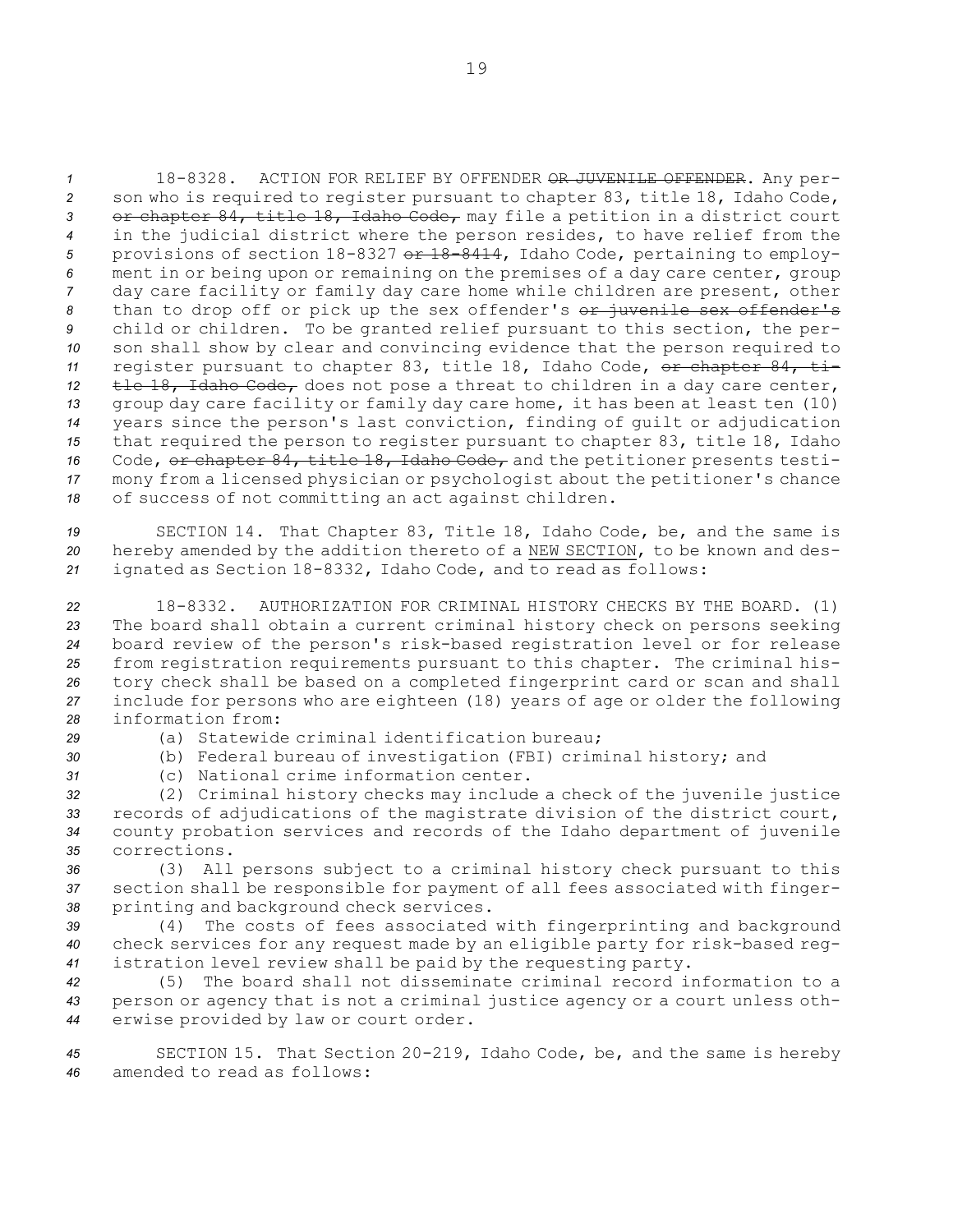18-8328. ACTION FOR RELIEF BY OFFENDER ~~OR JUVENILE OFFENDER~~. Any person who is required to register pursuant to chapter 83, title 18, Idaho Code, ~~or chapter 84, title 18, Idaho Code,~~ may file a petition in a district court in the judicial district where the person resides, to have relief from the provisions of section 18-8327 ~~or 18-8414~~, Idaho Code, pertaining to employment in or being upon or remaining on the premises of a day care center, group day care facility or family day care home while children are present, other than to drop off or pick up the sex offender's ~~or juvenile sex offender's~~ child or children. To be granted relief pursuant to this section, the person shall show by clear and convincing evidence that the person required to register pursuant to chapter 83, title 18, Idaho Code, ~~or chapter 84, title 18, Idaho Code,~~ does not pose a threat to children in a day care center, group day care facility or family day care home, it has been at least ten (10) years since the person's last conviction, finding of guilt or adjudication that required the person to register pursuant to chapter 83, title 18, Idaho Code, ~~or chapter 84, title 18, Idaho Code,~~ and the petitioner presents testimony from a licensed physician or psychologist about the petitioner's chance of success of not committing an act against children.

SECTION 14. That Chapter 83, Title 18, Idaho Code, be, and the same is hereby amended by the addition thereto of a NEW SECTION, to be known and designated as Section 18-8332, Idaho Code, and to read as follows:

18-8332. AUTHORIZATION FOR CRIMINAL HISTORY CHECKS BY THE BOARD. (1) The board shall obtain a current criminal history check on persons seeking board review of the person's risk-based registration level or for release from registration requirements pursuant to this chapter. The criminal history check shall be based on a completed fingerprint card or scan and shall include for persons who are eighteen (18) years of age or older the following information from:

(a) Statewide criminal identification bureau;

(b) Federal bureau of investigation (FBI) criminal history; and

(c) National crime information center.

(2) Criminal history checks may include a check of the juvenile justice records of adjudications of the magistrate division of the district court, county probation services and records of the Idaho department of juvenile corrections.

(3) All persons subject to a criminal history check pursuant to this section shall be responsible for payment of all fees associated with fingerprinting and background check services.

(4) The costs of fees associated with fingerprinting and background check services for any request made by an eligible party for risk-based registration level review shall be paid by the requesting party.

(5) The board shall not disseminate criminal record information to a person or agency that is not a criminal justice agency or a court unless otherwise provided by law or court order.

SECTION 15. That Section 20-219, Idaho Code, be, and the same is hereby amended to read as follows: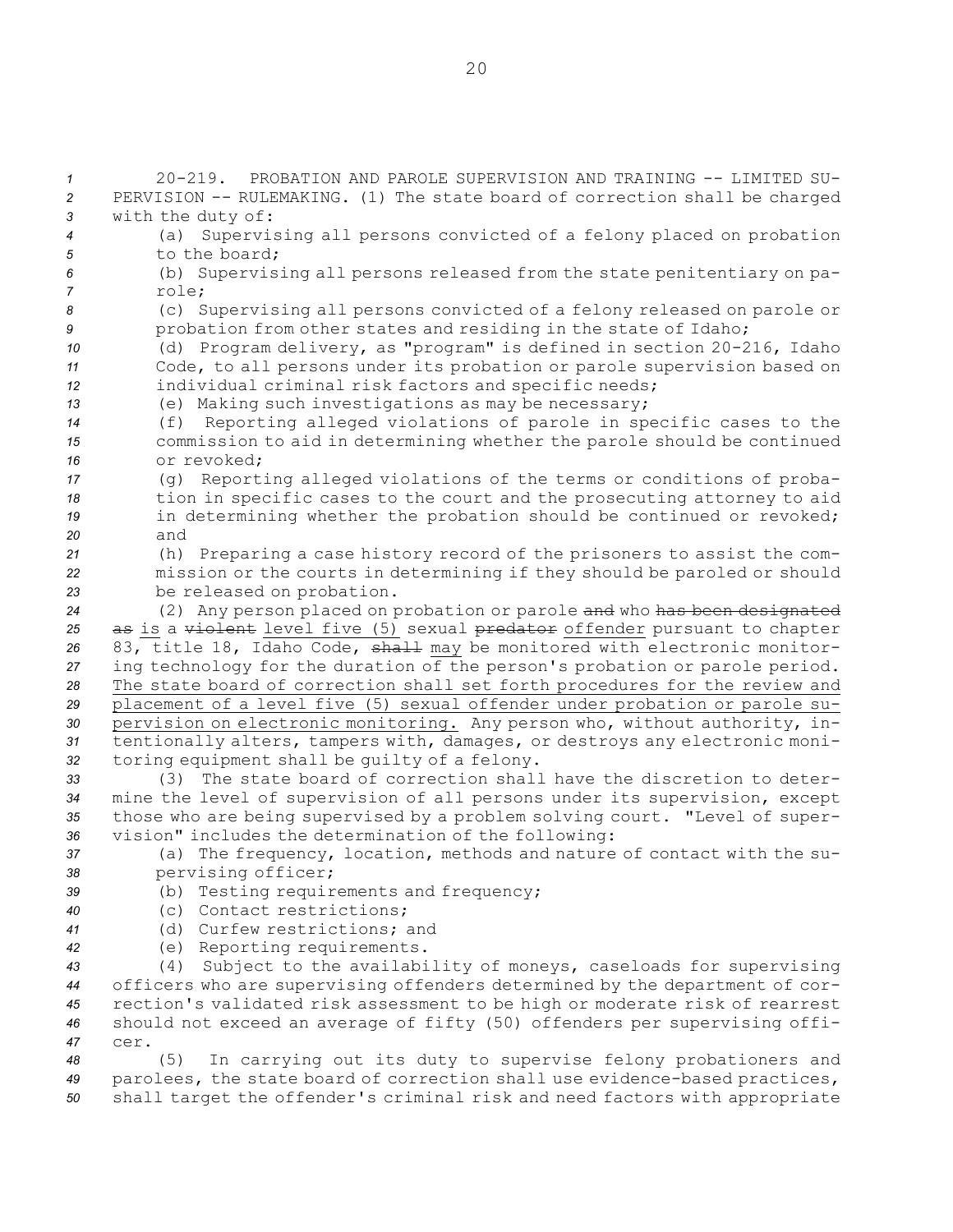20-219. PROBATION AND PAROLE SUPERVISION AND TRAINING -- LIMITED SUPERVISION -- RULEMAKING. (1) The state board of correction shall be charged with the duty of:

(a) Supervising all persons convicted of a felony placed on probation to the board;

(b) Supervising all persons released from the state penitentiary on parole;

(c) Supervising all persons convicted of a felony released on parole or probation from other states and residing in the state of Idaho;

(d) Program delivery, as "program" is defined in section 20-216, Idaho Code, to all persons under its probation or parole supervision based on individual criminal risk factors and specific needs;

(e) Making such investigations as may be necessary;

(f) Reporting alleged violations of parole in specific cases to the commission to aid in determining whether the parole should be continued or revoked;

(g) Reporting alleged violations of the terms or conditions of probation in specific cases to the court and the prosecuting attorney to aid in determining whether the probation should be continued or revoked; and

(h) Preparing a case history record of the prisoners to assist the commission or the courts in determining if they should be paroled or should be released on probation.

(2) Any person placed on probation or parole ~~and~~ who ~~has been designated as~~ is a ~~violent~~ level five (5) sexual ~~predator~~ offender pursuant to chapter 83, title 18, Idaho Code, ~~shall~~ may be monitored with electronic monitoring technology for the duration of the person's probation or parole period. The state board of correction shall set forth procedures for the review and placement of a level five (5) sexual offender under probation or parole supervision on electronic monitoring. Any person who, without authority, intentionally alters, tampers with, damages, or destroys any electronic monitoring equipment shall be guilty of a felony.

(3) The state board of correction shall have the discretion to determine the level of supervision of all persons under its supervision, except those who are being supervised by a problem solving court. "Level of supervision" includes the determination of the following:

(a) The frequency, location, methods and nature of contact with the supervising officer;

(b) Testing requirements and frequency;

(c) Contact restrictions;

(d) Curfew restrictions; and

(e) Reporting requirements.

(4) Subject to the availability of moneys, caseloads for supervising officers who are supervising offenders determined by the department of correction's validated risk assessment to be high or moderate risk of rearrest should not exceed an average of fifty (50) offenders per supervising officer.

(5) In carrying out its duty to supervise felony probationers and parolees, the state board of correction shall use evidence-based practices, shall target the offender's criminal risk and need factors with appropriate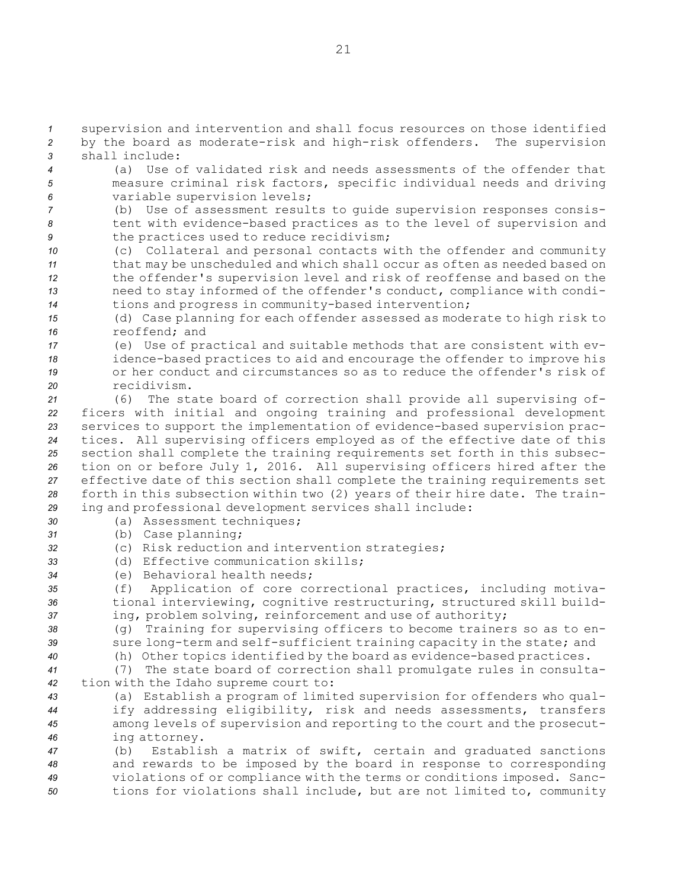supervision and intervention and shall focus resources on those identified by the board as moderate-risk and high-risk offenders. The supervision shall include:

(a) Use of validated risk and needs assessments of the offender that measure criminal risk factors, specific individual needs and driving variable supervision levels;

(b) Use of assessment results to guide supervision responses consistent with evidence-based practices as to the level of supervision and the practices used to reduce recidivism;

(c) Collateral and personal contacts with the offender and community that may be unscheduled and which shall occur as often as needed based on the offender's supervision level and risk of reoffense and based on the need to stay informed of the offender's conduct, compliance with conditions and progress in community-based intervention;

(d) Case planning for each offender assessed as moderate to high risk to reoffend; and

(e) Use of practical and suitable methods that are consistent with evidence-based practices to aid and encourage the offender to improve his or her conduct and circumstances so as to reduce the offender's risk of recidivism.

(6) The state board of correction shall provide all supervising officers with initial and ongoing training and professional development services to support the implementation of evidence-based supervision practices. All supervising officers employed as of the effective date of this section shall complete the training requirements set forth in this subsection on or before July 1, 2016. All supervising officers hired after the effective date of this section shall complete the training requirements set forth in this subsection within two (2) years of their hire date. The training and professional development services shall include:

(a) Assessment techniques;

(b) Case planning;

(c) Risk reduction and intervention strategies;

(d) Effective communication skills;

(e) Behavioral health needs;

(f) Application of core correctional practices, including motivational interviewing, cognitive restructuring, structured skill building, problem solving, reinforcement and use of authority;

(g) Training for supervising officers to become trainers so as to ensure long-term and self-sufficient training capacity in the state; and

(h) Other topics identified by the board as evidence-based practices.

(7) The state board of correction shall promulgate rules in consultation with the Idaho supreme court to:

(a) Establish a program of limited supervision for offenders who qualify addressing eligibility, risk and needs assessments, transfers among levels of supervision and reporting to the court and the prosecuting attorney.

(b) Establish a matrix of swift, certain and graduated sanctions and rewards to be imposed by the board in response to corresponding violations of or compliance with the terms or conditions imposed. Sanctions for violations shall include, but are not limited to, community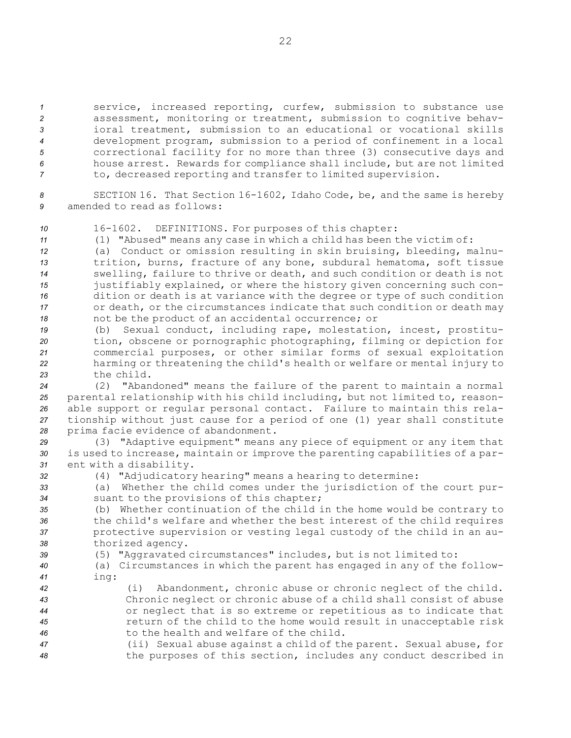service, increased reporting, curfew, submission to substance use assessment, monitoring or treatment, submission to cognitive behavioral treatment, submission to an educational or vocational skills development program, submission to a period of confinement in a local correctional facility for no more than three (3) consecutive days and house arrest. Rewards for compliance shall include, but are not limited to, decreased reporting and transfer to limited supervision.

SECTION 16. That Section 16-1602, Idaho Code, be, and the same is hereby amended to read as follows:

16-1602. DEFINITIONS. For purposes of this chapter:

(1) "Abused" means any case in which a child has been the victim of:

(a) Conduct or omission resulting in skin bruising, bleeding, malnutrition, burns, fracture of any bone, subdural hematoma, soft tissue swelling, failure to thrive or death, and such condition or death is not justifiably explained, or where the history given concerning such condition or death is at variance with the degree or type of such condition or death, or the circumstances indicate that such condition or death may not be the product of an accidental occurrence; or

(b) Sexual conduct, including rape, molestation, incest, prostitution, obscene or pornographic photographing, filming or depiction for commercial purposes, or other similar forms of sexual exploitation harming or threatening the child's health or welfare or mental injury to the child.

(2) "Abandoned" means the failure of the parent to maintain a normal parental relationship with his child including, but not limited to, reasonable support or regular personal contact. Failure to maintain this relationship without just cause for a period of one (1) year shall constitute prima facie evidence of abandonment.

(3) "Adaptive equipment" means any piece of equipment or any item that is used to increase, maintain or improve the parenting capabilities of a parent with a disability.

(4) "Adjudicatory hearing" means a hearing to determine:

(a) Whether the child comes under the jurisdiction of the court pursuant to the provisions of this chapter;

(b) Whether continuation of the child in the home would be contrary to the child's welfare and whether the best interest of the child requires protective supervision or vesting legal custody of the child in an authorized agency.

(5) "Aggravated circumstances" includes, but is not limited to:

(a) Circumstances in which the parent has engaged in any of the following:

(i) Abandonment, chronic abuse or chronic neglect of the child. Chronic neglect or chronic abuse of a child shall consist of abuse or neglect that is so extreme or repetitious as to indicate that return of the child to the home would result in unacceptable risk to the health and welfare of the child.

(ii) Sexual abuse against a child of the parent. Sexual abuse, for the purposes of this section, includes any conduct described in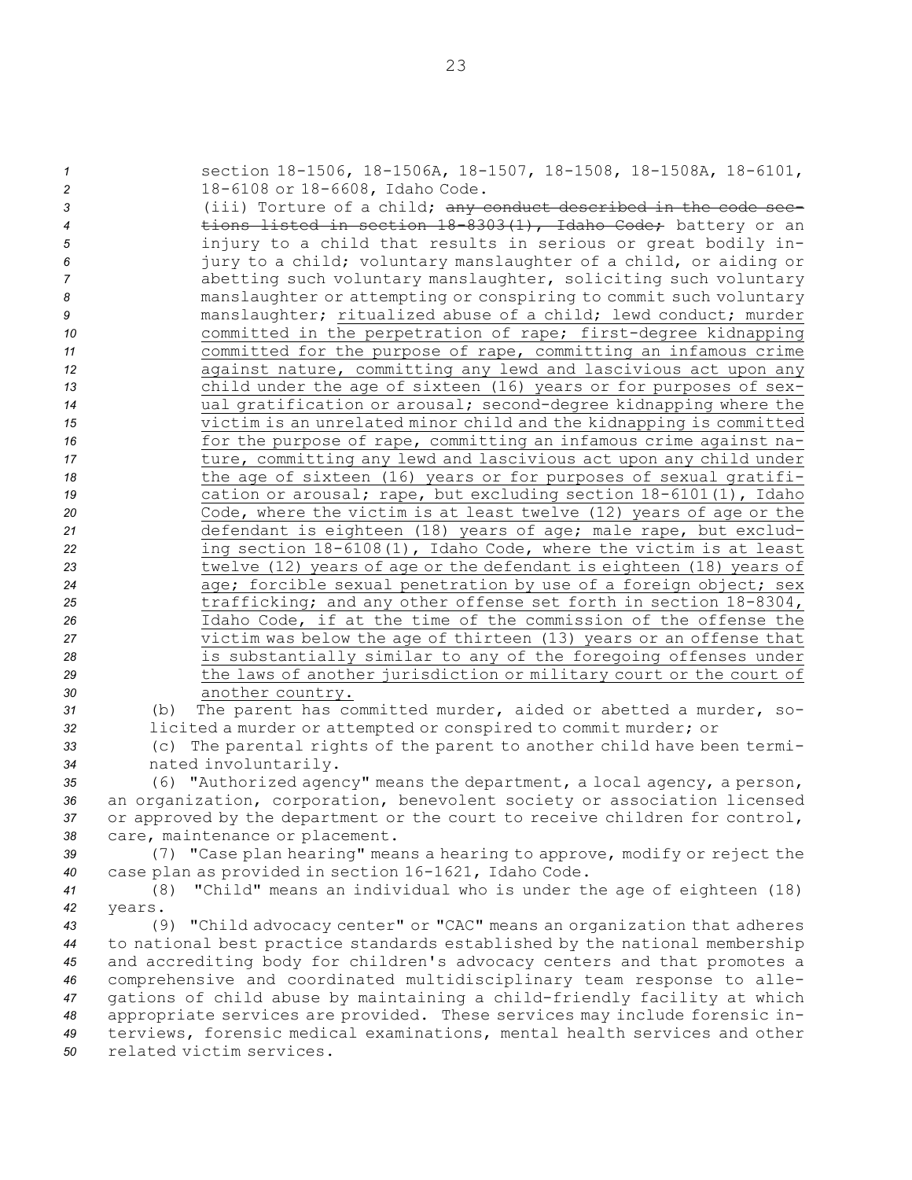section 18-1506, 18-1506A, 18-1507, 18-1508, 18-1508A, 18-6101, 18-6108 or 18-6608, Idaho Code.

(iii) Torture of a child; ~~any conduct described in the code sections listed in section 18-8303(1), Idaho Code;~~ battery or an injury to a child that results in serious or great bodily injury to a child; voluntary manslaughter of a child, or aiding or abetting such voluntary manslaughter, soliciting such voluntary manslaughter or attempting or conspiring to commit such voluntary manslaughter; ritualized abuse of a child; lewd conduct; murder committed in the perpetration of rape; first-degree kidnapping committed for the purpose of rape, committing an infamous crime against nature, committing any lewd and lascivious act upon any child under the age of sixteen (16) years or for purposes of sexual gratification or arousal; second-degree kidnapping where the victim is an unrelated minor child and the kidnapping is committed for the purpose of rape, committing an infamous crime against nature, committing any lewd and lascivious act upon any child under the age of sixteen (16) years or for purposes of sexual gratification or arousal; rape, but excluding section 18-6101(1), Idaho Code, where the victim is at least twelve (12) years of age or the defendant is eighteen (18) years of age; male rape, but excluding section 18-6108(1), Idaho Code, where the victim is at least twelve (12) years of age or the defendant is eighteen (18) years of age; forcible sexual penetration by use of a foreign object; sex trafficking; and any other offense set forth in section 18-8304, Idaho Code, if at the time of the commission of the offense the victim was below the age of thirteen (13) years or an offense that is substantially similar to any of the foregoing offenses under the laws of another jurisdiction or military court or the court of another country.

(b) The parent has committed murder, aided or abetted a murder, solicited a murder or attempted or conspired to commit murder; or

(c) The parental rights of the parent to another child have been terminated involuntarily.

(6) "Authorized agency" means the department, a local agency, a person, an organization, corporation, benevolent society or association licensed or approved by the department or the court to receive children for control, care, maintenance or placement.

(7) "Case plan hearing" means a hearing to approve, modify or reject the case plan as provided in section 16-1621, Idaho Code.

(8) "Child" means an individual who is under the age of eighteen (18) years.

(9) "Child advocacy center" or "CAC" means an organization that adheres to national best practice standards established by the national membership and accrediting body for children's advocacy centers and that promotes a comprehensive and coordinated multidisciplinary team response to allegations of child abuse by maintaining a child-friendly facility at which appropriate services are provided. These services may include forensic interviews, forensic medical examinations, mental health services and other related victim services.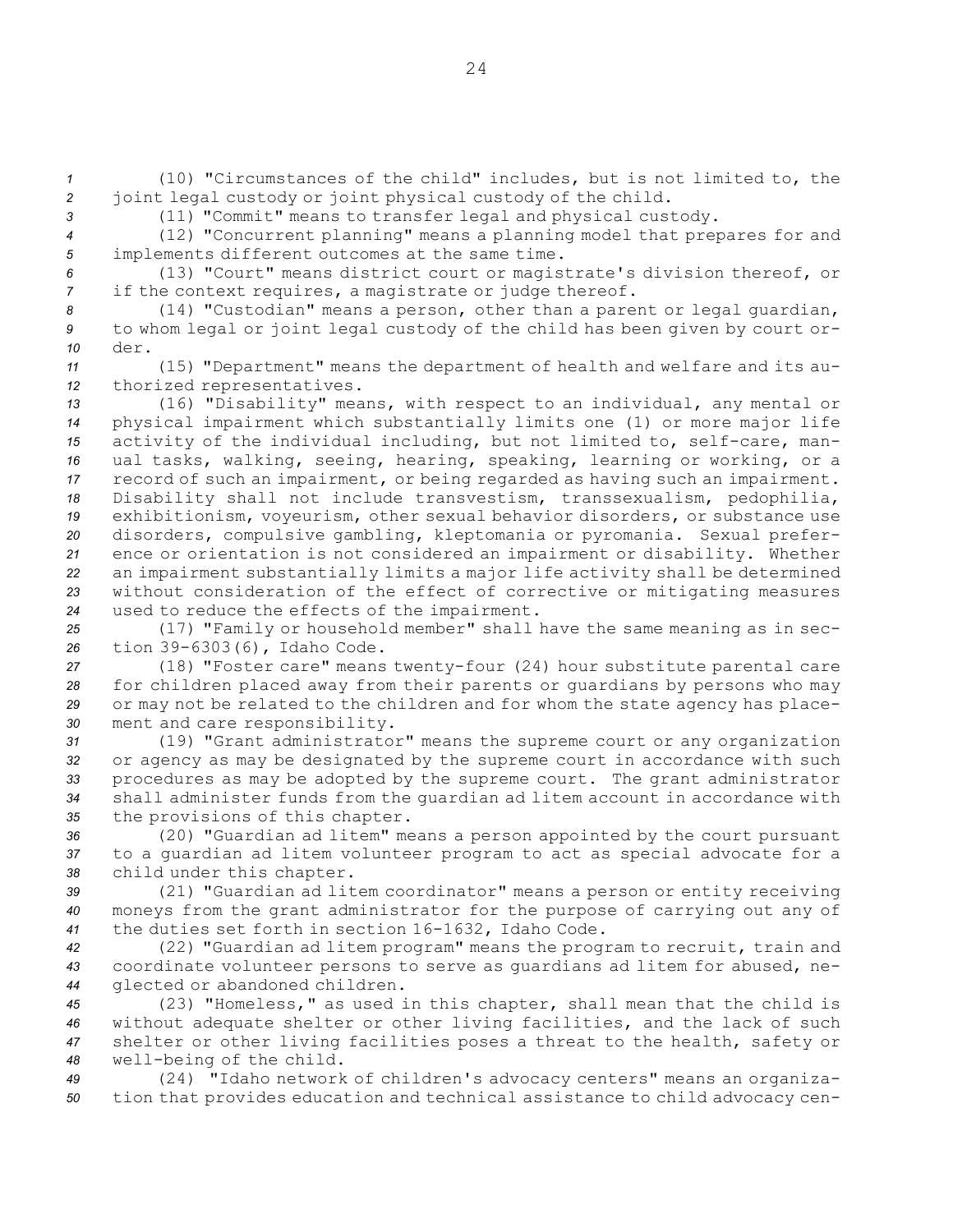(10) "Circumstances of the child" includes, but is not limited to, the joint legal custody or joint physical custody of the child.

(11) "Commit" means to transfer legal and physical custody.

(12) "Concurrent planning" means a planning model that prepares for and implements different outcomes at the same time.

(13) "Court" means district court or magistrate's division thereof, or if the context requires, a magistrate or judge thereof.

(14) "Custodian" means a person, other than a parent or legal guardian, to whom legal or joint legal custody of the child has been given by court order.

(15) "Department" means the department of health and welfare and its authorized representatives.

(16) "Disability" means, with respect to an individual, any mental or physical impairment which substantially limits one (1) or more major life activity of the individual including, but not limited to, self-care, manual tasks, walking, seeing, hearing, speaking, learning or working, or a record of such an impairment, or being regarded as having such an impairment. Disability shall not include transvestism, transsexualism, pedophilia, exhibitionism, voyeurism, other sexual behavior disorders, or substance use disorders, compulsive gambling, kleptomania or pyromania. Sexual preference or orientation is not considered an impairment or disability. Whether an impairment substantially limits a major life activity shall be determined without consideration of the effect of corrective or mitigating measures used to reduce the effects of the impairment.

(17) "Family or household member" shall have the same meaning as in section 39-6303(6), Idaho Code.

(18) "Foster care" means twenty-four (24) hour substitute parental care for children placed away from their parents or guardians by persons who may or may not be related to the children and for whom the state agency has placement and care responsibility.

(19) "Grant administrator" means the supreme court or any organization or agency as may be designated by the supreme court in accordance with such procedures as may be adopted by the supreme court. The grant administrator shall administer funds from the guardian ad litem account in accordance with the provisions of this chapter.

(20) "Guardian ad litem" means a person appointed by the court pursuant to a guardian ad litem volunteer program to act as special advocate for a child under this chapter.

(21) "Guardian ad litem coordinator" means a person or entity receiving moneys from the grant administrator for the purpose of carrying out any of the duties set forth in section 16-1632, Idaho Code.

(22) "Guardian ad litem program" means the program to recruit, train and coordinate volunteer persons to serve as guardians ad litem for abused, neglected or abandoned children.

(23) "Homeless," as used in this chapter, shall mean that the child is without adequate shelter or other living facilities, and the lack of such shelter or other living facilities poses a threat to the health, safety or well-being of the child.

(24) "Idaho network of children's advocacy centers" means an organization that provides education and technical assistance to child advocacy cen-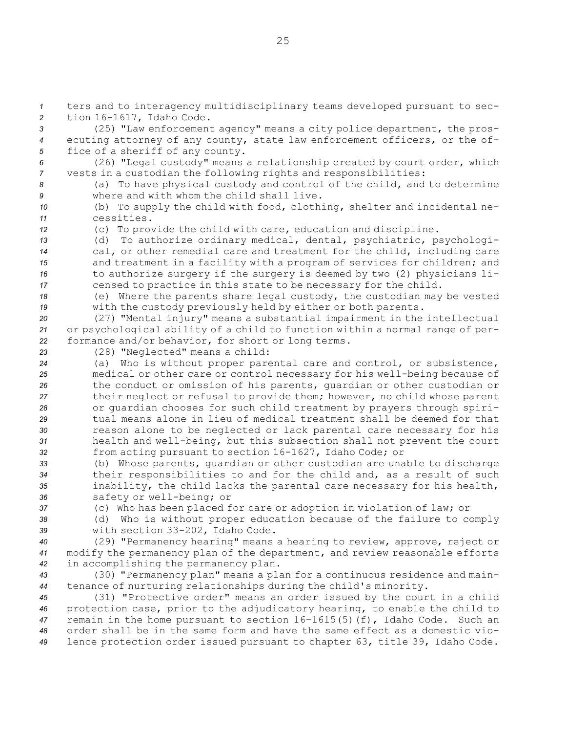ters and to interagency multidisciplinary teams developed pursuant to section 16-1617, Idaho Code.

(25) "Law enforcement agency" means a city police department, the prosecuting attorney of any county, state law enforcement officers, or the office of a sheriff of any county.

(26) "Legal custody" means a relationship created by court order, which vests in a custodian the following rights and responsibilities:

(a) To have physical custody and control of the child, and to determine where and with whom the child shall live.

(b) To supply the child with food, clothing, shelter and incidental necessities.

(c) To provide the child with care, education and discipline.

(d) To authorize ordinary medical, dental, psychiatric, psychological, or other remedial care and treatment for the child, including care and treatment in a facility with a program of services for children; and to authorize surgery if the surgery is deemed by two (2) physicians licensed to practice in this state to be necessary for the child.

(e) Where the parents share legal custody, the custodian may be vested with the custody previously held by either or both parents.

(27) "Mental injury" means a substantial impairment in the intellectual or psychological ability of a child to function within a normal range of performance and/or behavior, for short or long terms.

(28) "Neglected" means a child:

(a) Who is without proper parental care and control, or subsistence, medical or other care or control necessary for his well-being because of the conduct or omission of his parents, guardian or other custodian or their neglect or refusal to provide them; however, no child whose parent or guardian chooses for such child treatment by prayers through spiritual means alone in lieu of medical treatment shall be deemed for that reason alone to be neglected or lack parental care necessary for his health and well-being, but this subsection shall not prevent the court from acting pursuant to section 16-1627, Idaho Code; or

(b) Whose parents, guardian or other custodian are unable to discharge their responsibilities to and for the child and, as a result of such inability, the child lacks the parental care necessary for his health, safety or well-being; or

(c) Who has been placed for care or adoption in violation of law; or

(d) Who is without proper education because of the failure to comply with section 33-202, Idaho Code.

(29) "Permanency hearing" means a hearing to review, approve, reject or modify the permanency plan of the department, and review reasonable efforts in accomplishing the permanency plan.

(30) "Permanency plan" means a plan for a continuous residence and maintenance of nurturing relationships during the child's minority.

(31) "Protective order" means an order issued by the court in a child protection case, prior to the adjudicatory hearing, to enable the child to remain in the home pursuant to section 16-1615(5)(f), Idaho Code. Such an order shall be in the same form and have the same effect as a domestic violence protection order issued pursuant to chapter 63, title 39, Idaho Code.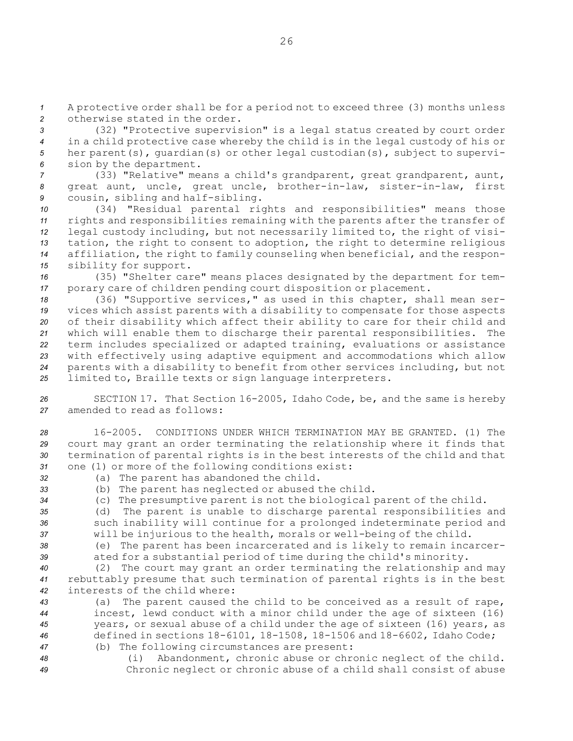A protective order shall be for a period not to exceed three (3) months unless otherwise stated in the order.

(32) "Protective supervision" is a legal status created by court order in a child protective case whereby the child is in the legal custody of his or her parent(s), guardian(s) or other legal custodian(s), subject to supervision by the department.

(33) "Relative" means a child's grandparent, great grandparent, aunt, great aunt, uncle, great uncle, brother-in-law, sister-in-law, first cousin, sibling and half-sibling.

(34) "Residual parental rights and responsibilities" means those rights and responsibilities remaining with the parents after the transfer of legal custody including, but not necessarily limited to, the right of visitation, the right to consent to adoption, the right to determine religious affiliation, the right to family counseling when beneficial, and the responsibility for support.

(35) "Shelter care" means places designated by the department for temporary care of children pending court disposition or placement.

(36) "Supportive services," as used in this chapter, shall mean services which assist parents with a disability to compensate for those aspects of their disability which affect their ability to care for their child and which will enable them to discharge their parental responsibilities. The term includes specialized or adapted training, evaluations or assistance with effectively using adaptive equipment and accommodations which allow parents with a disability to benefit from other services including, but not limited to, Braille texts or sign language interpreters.

SECTION 17. That Section 16-2005, Idaho Code, be, and the same is hereby amended to read as follows:

16-2005. CONDITIONS UNDER WHICH TERMINATION MAY BE GRANTED. (1) The court may grant an order terminating the relationship where it finds that termination of parental rights is in the best interests of the child and that one (1) or more of the following conditions exist:

(a) The parent has abandoned the child.

(b) The parent has neglected or abused the child.

(c) The presumptive parent is not the biological parent of the child.

(d) The parent is unable to discharge parental responsibilities and such inability will continue for a prolonged indeterminate period and will be injurious to the health, morals or well-being of the child.

(e) The parent has been incarcerated and is likely to remain incarcerated for a substantial period of time during the child's minority.

(2) The court may grant an order terminating the relationship and may rebuttably presume that such termination of parental rights is in the best interests of the child where:

(a) The parent caused the child to be conceived as a result of rape, incest, lewd conduct with a minor child under the age of sixteen (16) years, or sexual abuse of a child under the age of sixteen (16) years, as defined in sections 18-6101, 18-1508, 18-1506 and 18-6602, Idaho Code;

(b) The following circumstances are present:

(i) Abandonment, chronic abuse or chronic neglect of the child. Chronic neglect or chronic abuse of a child shall consist of abuse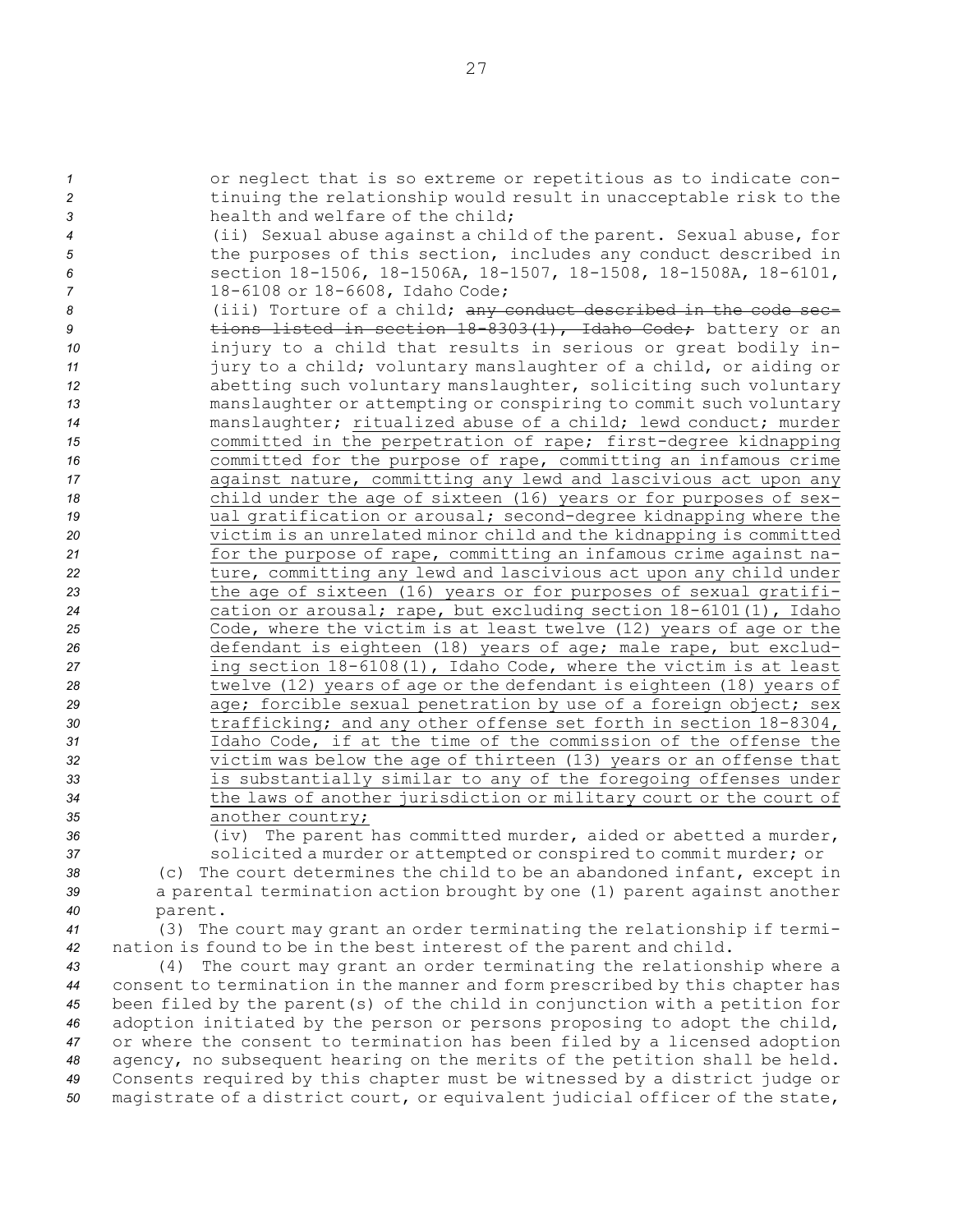or neglect that is so extreme or repetitious as to indicate continuing the relationship would result in unacceptable risk to the health and welfare of the child;

(ii) Sexual abuse against a child of the parent. Sexual abuse, for the purposes of this section, includes any conduct described in section 18-1506, 18-1506A, 18-1507, 18-1508, 18-1508A, 18-6101, 18-6108 or 18-6608, Idaho Code;

(iii) Torture of a child; ~~any conduct described in the code sections listed in section 18-8303(1), Idaho Code;~~ battery or an injury to a child that results in serious or great bodily injury to a child; voluntary manslaughter of a child, or aiding or abetting such voluntary manslaughter, soliciting such voluntary manslaughter or attempting or conspiring to commit such voluntary manslaughter; <u>ritualized abuse of a child; lewd conduct; murder committed in the perpetration of rape; first-degree kidnapping committed for the purpose of rape, committing an infamous crime against nature, committing any lewd and lascivious act upon any child under the age of sixteen (16) years or for purposes of sexual gratification or arousal; second-degree kidnapping where the victim is an unrelated minor child and the kidnapping is committed for the purpose of rape, committing an infamous crime against nature, committing any lewd and lascivious act upon any child under the age of sixteen (16) years or for purposes of sexual gratification or arousal; rape, but excluding section 18-6101(1), Idaho Code, where the victim is at least twelve (12) years of age or the defendant is eighteen (18) years of age; male rape, but excluding section 18-6108(1), Idaho Code, where the victim is at least twelve (12) years of age or the defendant is eighteen (18) years of age; forcible sexual penetration by use of a foreign object; sex trafficking; and any other offense set forth in section 18-8304, Idaho Code, if at the time of the commission of the offense the victim was below the age of thirteen (13) years or an offense that is substantially similar to any of the foregoing offenses under the laws of another jurisdiction or military court or the court of another country;</u>

(iv) The parent has committed murder, aided or abetted a murder, solicited a murder or attempted or conspired to commit murder; or

(c) The court determines the child to be an abandoned infant, except in a parental termination action brought by one (1) parent against another parent.

(3) The court may grant an order terminating the relationship if termination is found to be in the best interest of the parent and child.

(4) The court may grant an order terminating the relationship where a consent to termination in the manner and form prescribed by this chapter has been filed by the parent(s) of the child in conjunction with a petition for adoption initiated by the person or persons proposing to adopt the child, or where the consent to termination has been filed by a licensed adoption agency, no subsequent hearing on the merits of the petition shall be held. Consents required by this chapter must be witnessed by a district judge or magistrate of a district court, or equivalent judicial officer of the state,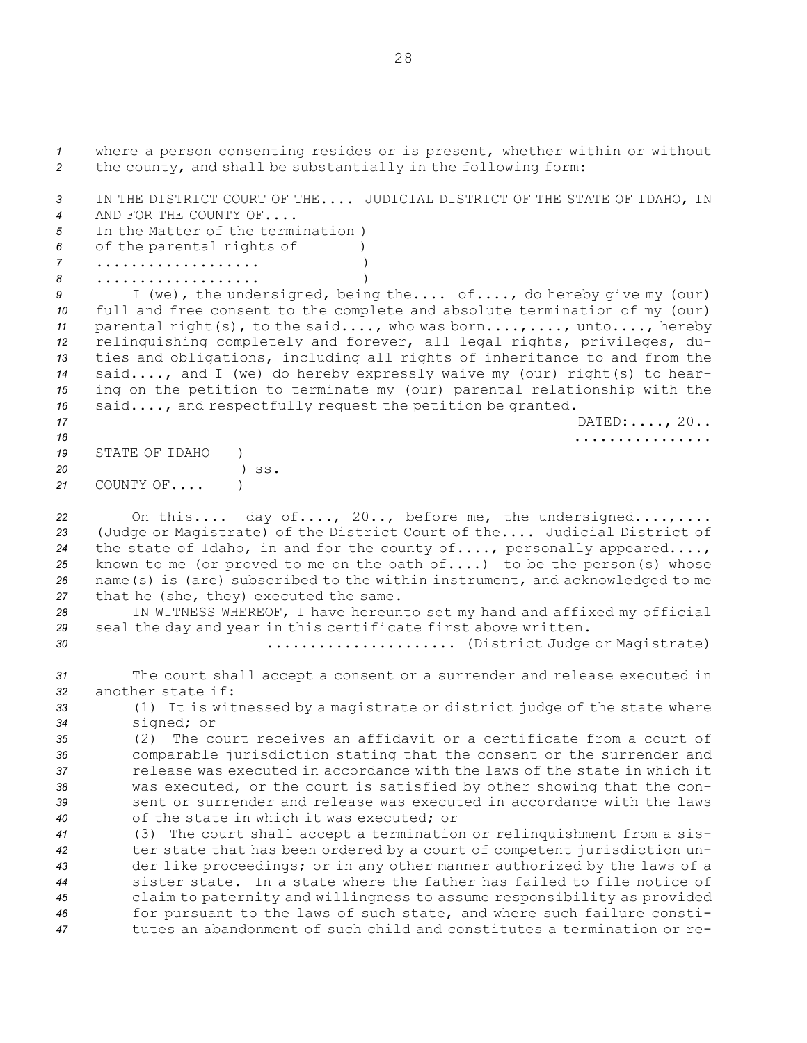where a person consenting resides or is present, whether within or without the county, and shall be substantially in the following form:

IN THE DISTRICT COURT OF THE.... JUDICIAL DISTRICT OF THE STATE OF IDAHO, IN AND FOR THE COUNTY OF....

In the Matter of the termination )
of the parental rights of )
.................. )
.................. )

I (we), the undersigned, being the.... of...., do hereby give my (our) full and free consent to the complete and absolute termination of my (our) parental right(s), to the said...., who was born....,...., unto...., hereby relinquishing completely and forever, all legal rights, privileges, duties and obligations, including all rights of inheritance to and from the said...., and I (we) do hereby expressly waive my (our) right(s) to hearing on the petition to terminate my (our) parental relationship with the said...., and respectfully request the petition be granted.

DATED:...., 20..

................

STATE OF IDAHO )
) ss.
COUNTY OF.... )

On this.... day of...., 20.., before me, the undersigned....,.... (Judge or Magistrate) of the District Court of the.... Judicial District of the state of Idaho, in and for the county of...., personally appeared...., known to me (or proved to me on the oath of....) to be the person(s) whose name(s) is (are) subscribed to the within instrument, and acknowledged to me that he (she, they) executed the same.

IN WITNESS WHEREOF, I have hereunto set my hand and affixed my official seal the day and year in this certificate first above written.

..................... (District Judge or Magistrate)

The court shall accept a consent or a surrender and release executed in another state if:

(1) It is witnessed by a magistrate or district judge of the state where signed; or

(2) The court receives an affidavit or a certificate from a court of comparable jurisdiction stating that the consent or the surrender and release was executed in accordance with the laws of the state in which it was executed, or the court is satisfied by other showing that the consent or surrender and release was executed in accordance with the laws of the state in which it was executed; or

(3) The court shall accept a termination or relinquishment from a sister state that has been ordered by a court of competent jurisdiction under like proceedings; or in any other manner authorized by the laws of a sister state. In a state where the father has failed to file notice of claim to paternity and willingness to assume responsibility as provided for pursuant to the laws of such state, and where such failure constitutes an abandonment of such child and constitutes a termination or re-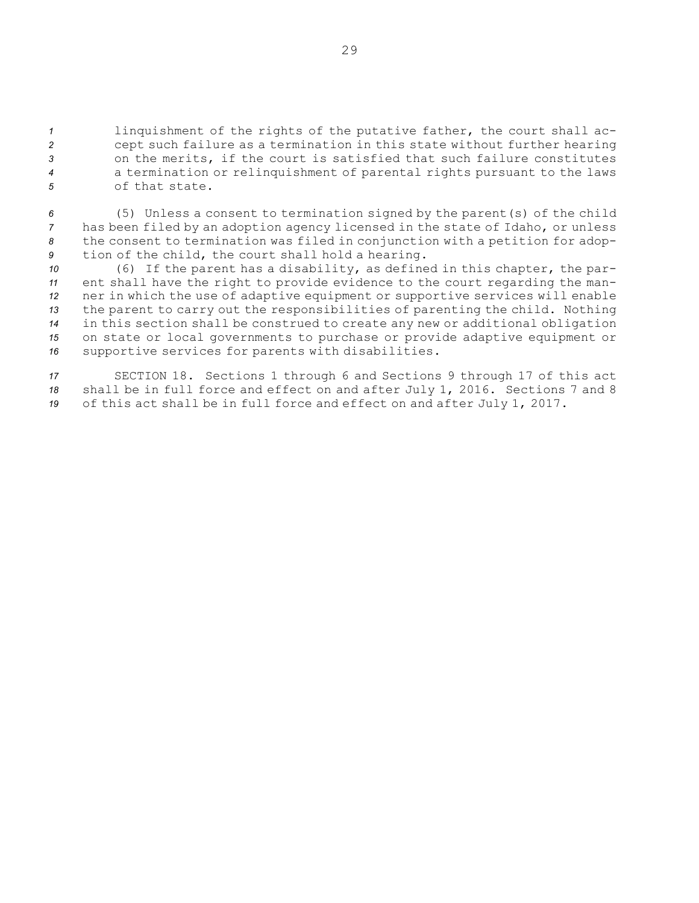linquishment of the rights of the putative father, the court shall accept such failure as a termination in this state without further hearing on the merits, if the court is satisfied that such failure constitutes a termination or relinquishment of parental rights pursuant to the laws of that state.

(5) Unless a consent to termination signed by the parent(s) of the child has been filed by an adoption agency licensed in the state of Idaho, or unless the consent to termination was filed in conjunction with a petition for adoption of the child, the court shall hold a hearing.

(6) If the parent has a disability, as defined in this chapter, the parent shall have the right to provide evidence to the court regarding the manner in which the use of adaptive equipment or supportive services will enable the parent to carry out the responsibilities of parenting the child. Nothing in this section shall be construed to create any new or additional obligation on state or local governments to purchase or provide adaptive equipment or supportive services for parents with disabilities.

SECTION 18. Sections 1 through 6 and Sections 9 through 17 of this act shall be in full force and effect on and after July 1, 2016. Sections 7 and 8 of this act shall be in full force and effect on and after July 1, 2017.